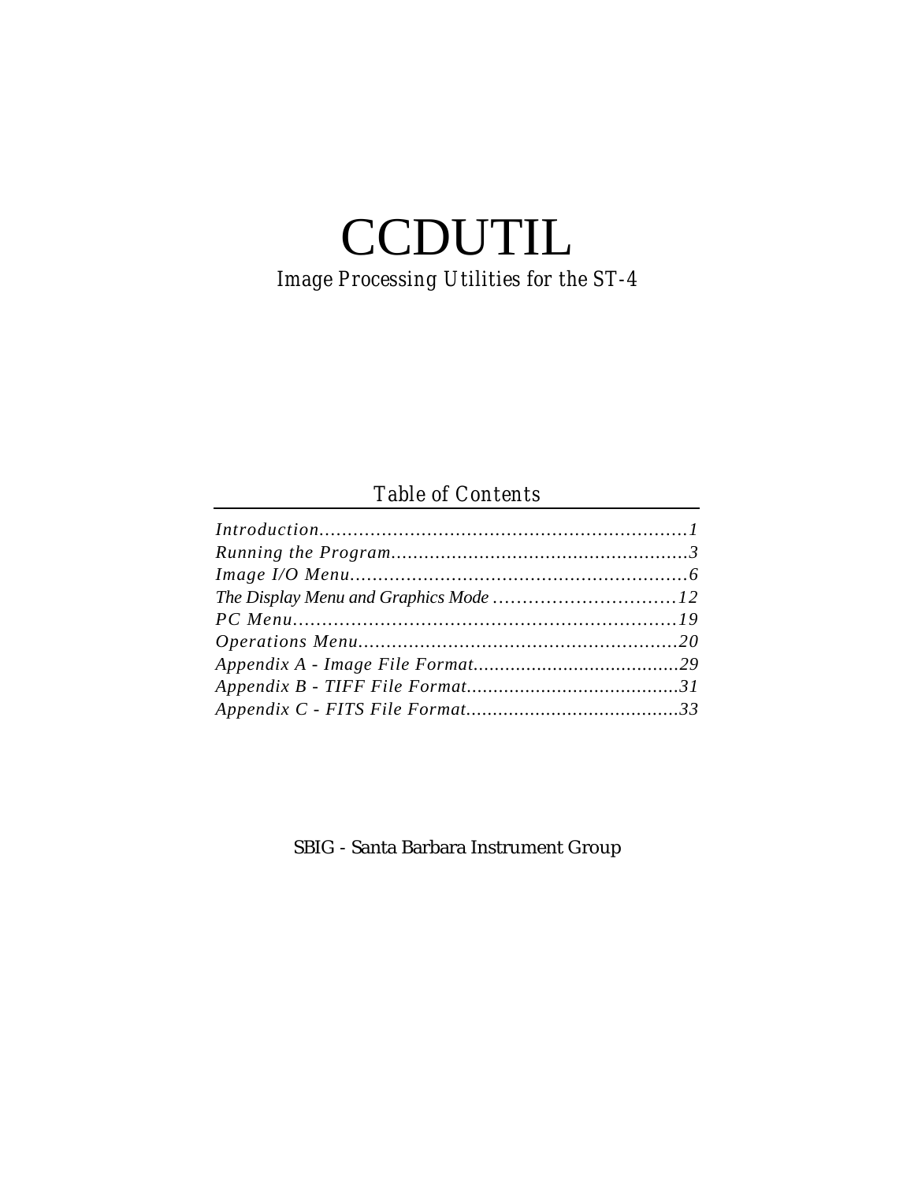# CCDUTIL

*Image Processing Utilities for the ST-4*

## *Table of Contents*

*Introduction..................................................................1*
*Running the Program......................................................3*
*Image I/O Menu.............................................................6*
*The Display Menu and Graphics Mode ...............................12*
*PC Menu..................................................................19*
*Operations Menu.........................................................20*
*Appendix A - Image File Format........................................29*
*Appendix B - TIFF File Format.........................................31*
*Appendix C - FITS File Format.........................................33*

SBIG - Santa Barbara Instrument Group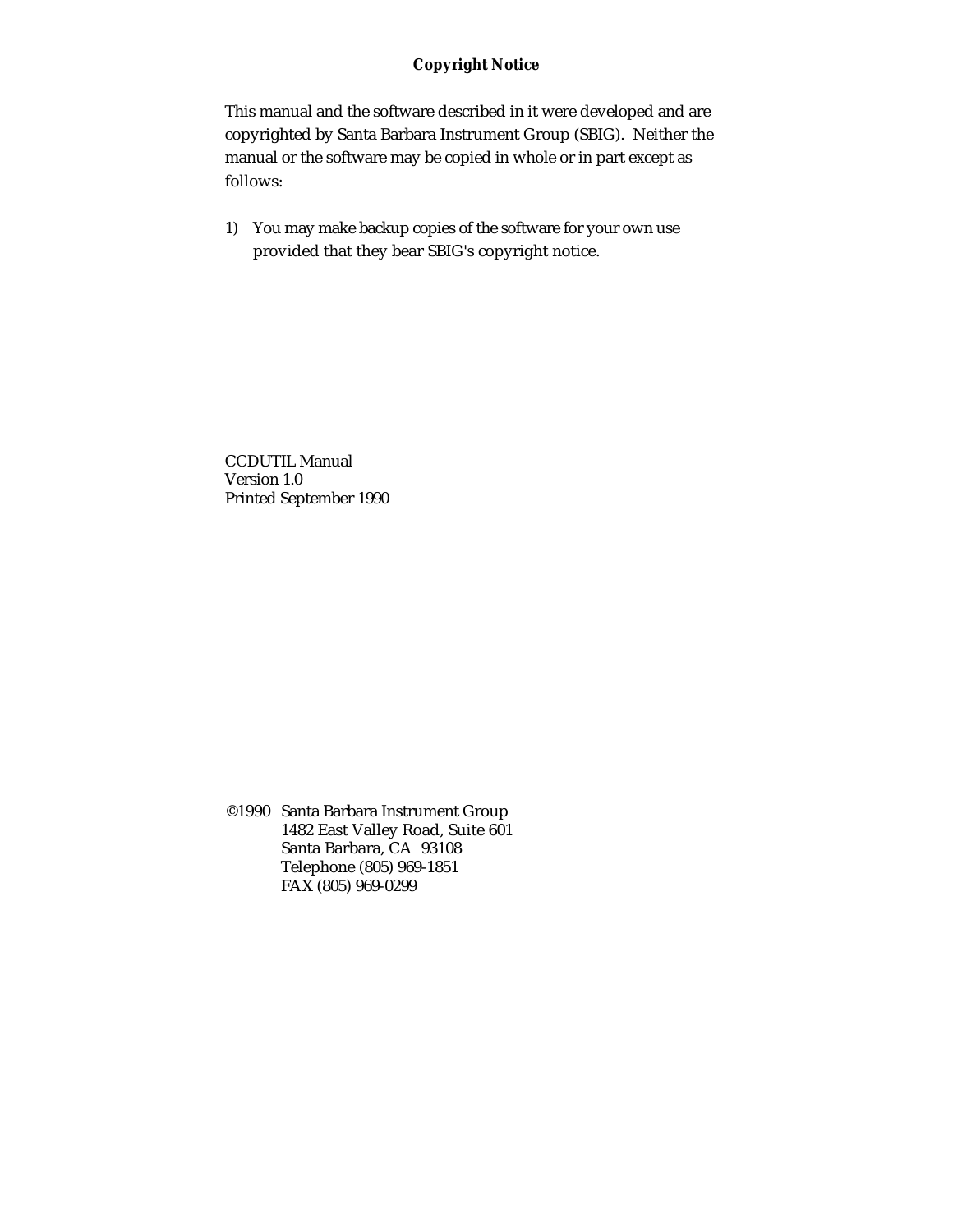**Copyright Notice**

This manual and the software described in it were developed and are copyrighted by Santa Barbara Instrument Group (SBIG). Neither the manual or the software may be copied in whole or in part except as follows:

1) You may make backup copies of the software for your own use provided that they bear SBIG's copyright notice.

CCDUTIL Manual
Version 1.0
Printed September 1990

©1990 Santa Barbara Instrument Group
1482 East Valley Road, Suite 601
Santa Barbara, CA 93108
Telephone (805) 969-1851
FAX (805) 969-0299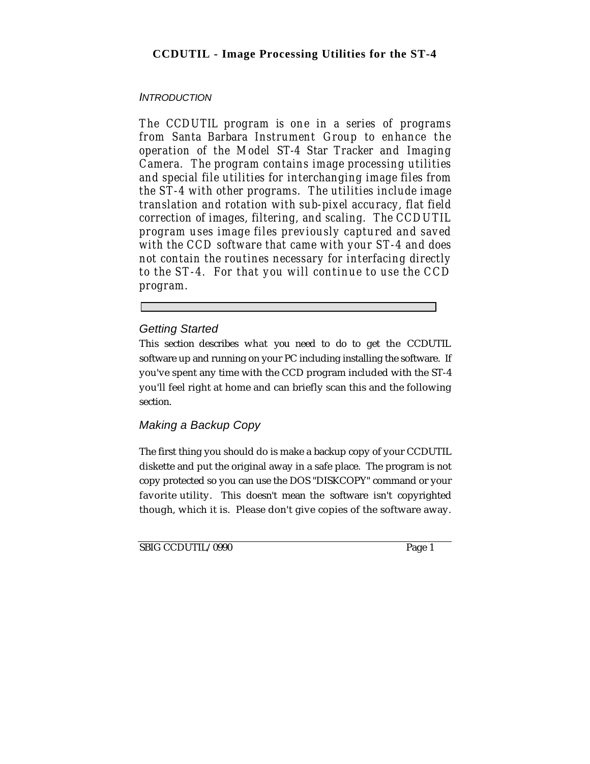# CCDUTIL - Image Processing Utilities for the ST-4

## INTRODUCTION

*The CCDUTIL program is one in a series of programs from Santa Barbara Instrument Group to enhance the operation of the Model ST-4 Star Tracker and Imaging Camera. The program contains image processing utilities and special file utilities for interchanging image files from the ST-4 with other programs. The utilities include image translation and rotation with sub-pixel accuracy, flat field correction of images, filtering, and scaling. The CCDUTIL program uses image files previously captured and saved with the CCD software that came with your ST-4 and does not contain the routines necessary for interfacing directly to the ST-4. For that you will continue to use the CCD program.*

---

### Getting Started

This section describes what you need to do to get the CCDUTIL software up and running on your PC including installing the software. If you've spent any time with the CCD program included with the ST-4 you'll feel right at home and can briefly scan this and the following section.

### Making a Backup Copy

The first thing you should do is make a backup copy of your CCDUTIL diskette and put the original away in a safe place. The program is not copy protected so you can use the DOS "DISKCOPY" command or your favorite utility. This doesn't mean the software isn't copyrighted though, which it is. Please don't give copies of the software away.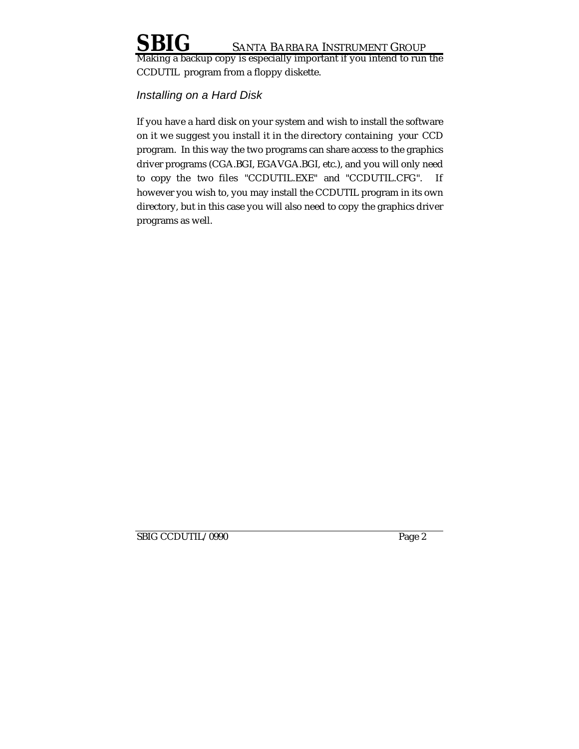Making a backup copy is especially important if you intend to run the CCDUTIL program from a floppy diskette.

### *Installing on a Hard Disk*

If you have a hard disk on your system and wish to install the software on it we suggest you install it in the directory containing your CCD program. In this way the two programs can share access to the graphics driver programs (CGA.BGI, EGAVGA.BGI, etc.), and you will only need to copy the two files "CCDUTIL.EXE" and "CCDUTIL.CFG". If however you wish to, you may install the CCDUTIL program in its own directory, but in this case you will also need to copy the graphics driver programs as well.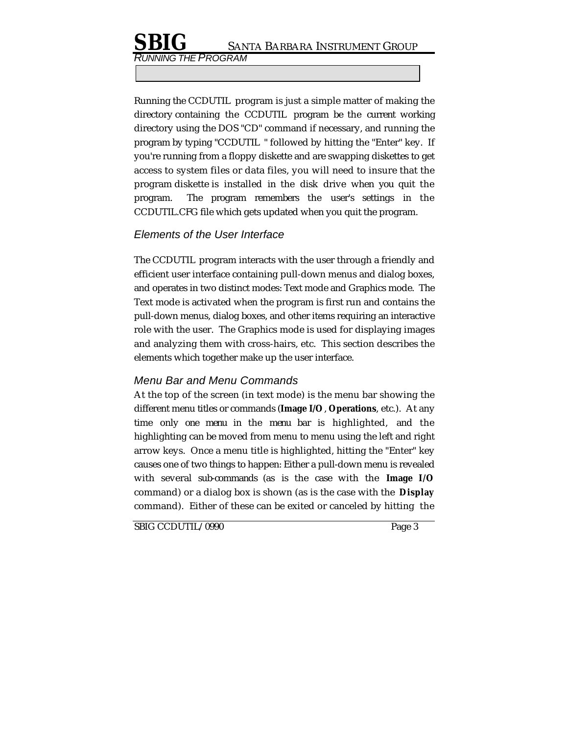Running the CCDUTIL program is just a simple matter of making the directory containing the CCDUTIL program be the current working directory using the DOS "CD" command if necessary, and running the program by typing "CCDUTIL " followed by hitting the "Enter" key. If you're running from a floppy diskette and are swapping diskettes to get access to system files or data files, you will need to insure that the program diskette is installed in the disk drive when you quit the program. The program remembers the user's settings in the CCDUTIL.CFG file which gets updated when you quit the program.

## *Elements of the User Interface*

The CCDUTIL program interacts with the user through a friendly and efficient user interface containing pull-down menus and dialog boxes, and operates in two distinct modes: Text mode and Graphics mode. The Text mode is activated when the program is first run and contains the pull-down menus, dialog boxes, and other items requiring an interactive role with the user. The Graphics mode is used for displaying images and analyzing them with cross-hairs, etc. This section describes the elements which together make up the user interface.

## *Menu Bar and Menu Commands*

At the top of the screen (in text mode) is the menu bar showing the different menu titles or commands (**Image I/O**, **Operations**, etc.). At any time only one menu in the menu bar is highlighted, and the highlighting can be moved from menu to menu using the left and right arrow keys. Once a menu title is highlighted, hitting the "Enter" key causes one of two things to happen: Either a pull-down menu is revealed with several sub-commands (as is the case with the **Image I/O** command) or a dialog box is shown (as is the case with the **Display** command). Either of these can be exited or canceled by hitting the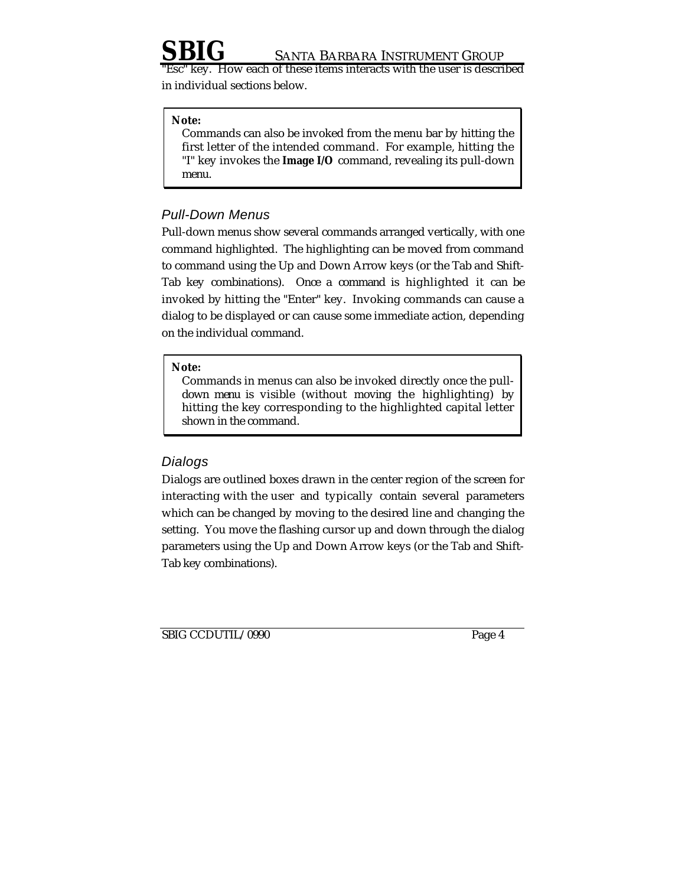"Esc" key. How each of these items interacts with the user is described in individual sections below.

> **Note:**
> Commands can also be invoked from the menu bar by hitting the first letter of the intended command. For example, hitting the "I" key invokes the **Image I/O** command, revealing its pull-down menu.

### *Pull-Down Menus*

Pull-down menus show several commands arranged vertically, with one command highlighted. The highlighting can be moved from command to command using the Up and Down Arrow keys (or the Tab and Shift-Tab key combinations). Once a command is highlighted it can be invoked by hitting the "Enter" key. Invoking commands can cause a dialog to be displayed or can cause some immediate action, depending on the individual command.

> **Note:**
> Commands in menus can also be invoked directly once the pull-down menu is visible (without moving the highlighting) by hitting the key corresponding to the highlighted capital letter shown in the command.

### *Dialogs*

Dialogs are outlined boxes drawn in the center region of the screen for interacting with the user and typically contain several parameters which can be changed by moving to the desired line and changing the setting. You move the flashing cursor up and down through the dialog parameters using the Up and Down Arrow keys (or the Tab and Shift-Tab key combinations).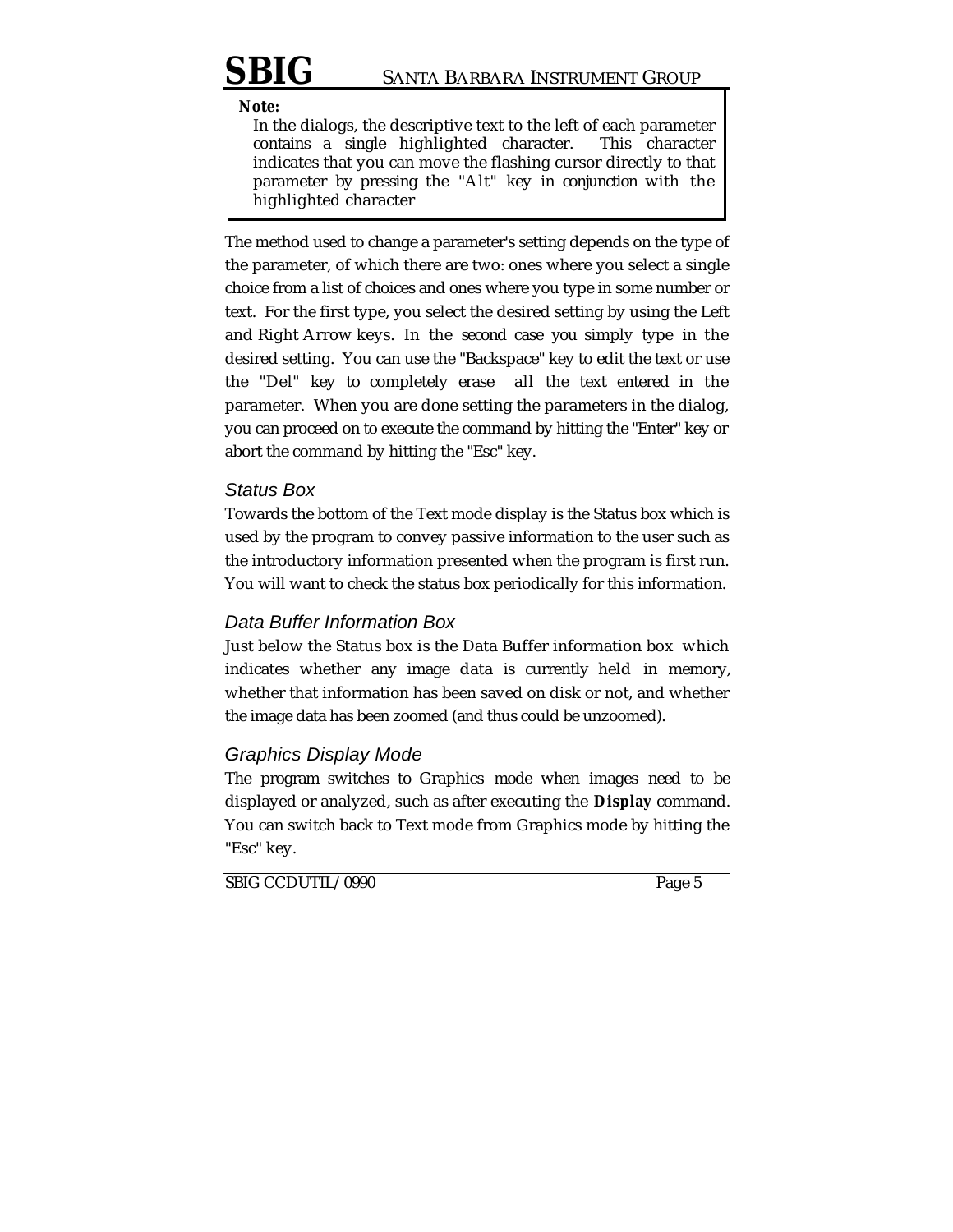**Note:**

In the dialogs, the descriptive text to the left of each parameter contains a single highlighted character. This character indicates that you can move the flashing cursor directly to that parameter by pressing the "Alt" key in conjunction with the highlighted character

The method used to change a parameter's setting depends on the type of the parameter, of which there are two: ones where you select a single choice from a list of choices and ones where you type in some number or text. For the first type, you select the desired setting by using the Left and Right Arrow keys. In the second case you simply type in the desired setting. You can use the "Backspace" key to edit the text or use the "Del" key to completely erase all the text entered in the parameter. When you are done setting the parameters in the dialog, you can proceed on to execute the command by hitting the "Enter" key or abort the command by hitting the "Esc" key.

### *Status Box*

Towards the bottom of the Text mode display is the Status box which is used by the program to convey passive information to the user such as the introductory information presented when the program is first run. You will want to check the status box periodically for this information.

### *Data Buffer Information Box*

Just below the Status box is the Data Buffer information box which indicates whether any image data is currently held in memory, whether that information has been saved on disk or not, and whether the image data has been zoomed (and thus could be unzoomed).

### *Graphics Display Mode*

The program switches to Graphics mode when images need to be displayed or analyzed, such as after executing the **Display** command. You can switch back to Text mode from Graphics mode by hitting the "Esc" key.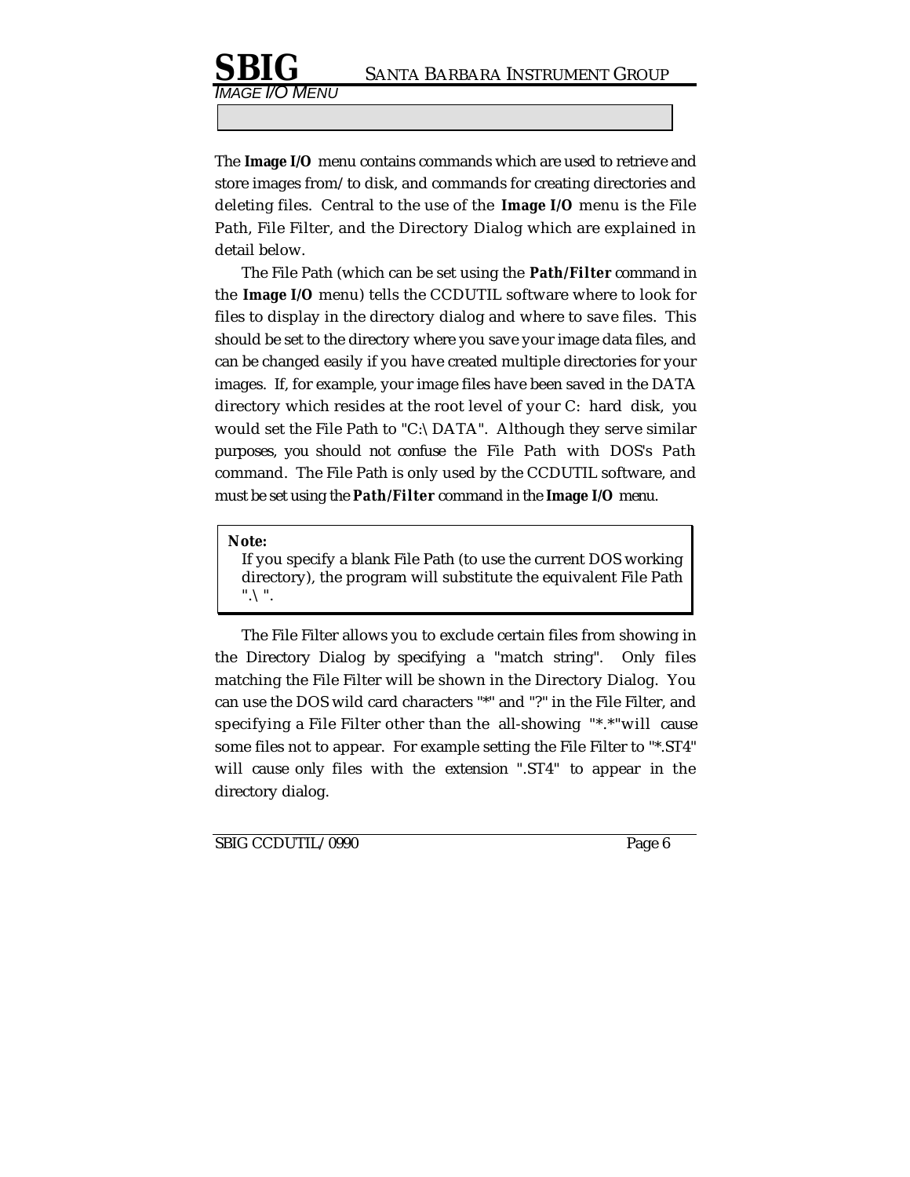The **Image I/O** menu contains commands which are used to retrieve and store images from/to disk, and commands for creating directories and deleting files. Central to the use of the **Image I/O** menu is the File Path, File Filter, and the Directory Dialog which are explained in detail below.

The File Path (which can be set using the **Path/Filter** command in the **Image I/O** menu) tells the CCDUTIL software where to look for files to display in the directory dialog and where to save files. This should be set to the directory where you save your image data files, and can be changed easily if you have created multiple directories for your images. If, for example, your image files have been saved in the DATA directory which resides at the root level of your C: hard disk, you would set the File Path to "C:\DATA". Although they serve similar purposes, you should not confuse the File Path with DOS's Path command. The File Path is only used by the CCDUTIL software, and must be set using the **Path/Filter** command in the **Image I/O** menu.

> **Note:**
> If you specify a blank File Path (to use the current DOS working directory), the program will substitute the equivalent File Path ".\".

The File Filter allows you to exclude certain files from showing in the Directory Dialog by specifying a "match string". Only files matching the File Filter will be shown in the Directory Dialog. You can use the DOS wild card characters "*" and "?" in the File Filter, and specifying a File Filter other than the all-showing "*.*"will cause some files not to appear. For example setting the File Filter to "*.ST4" will cause only files with the extension ".ST4" to appear in the directory dialog.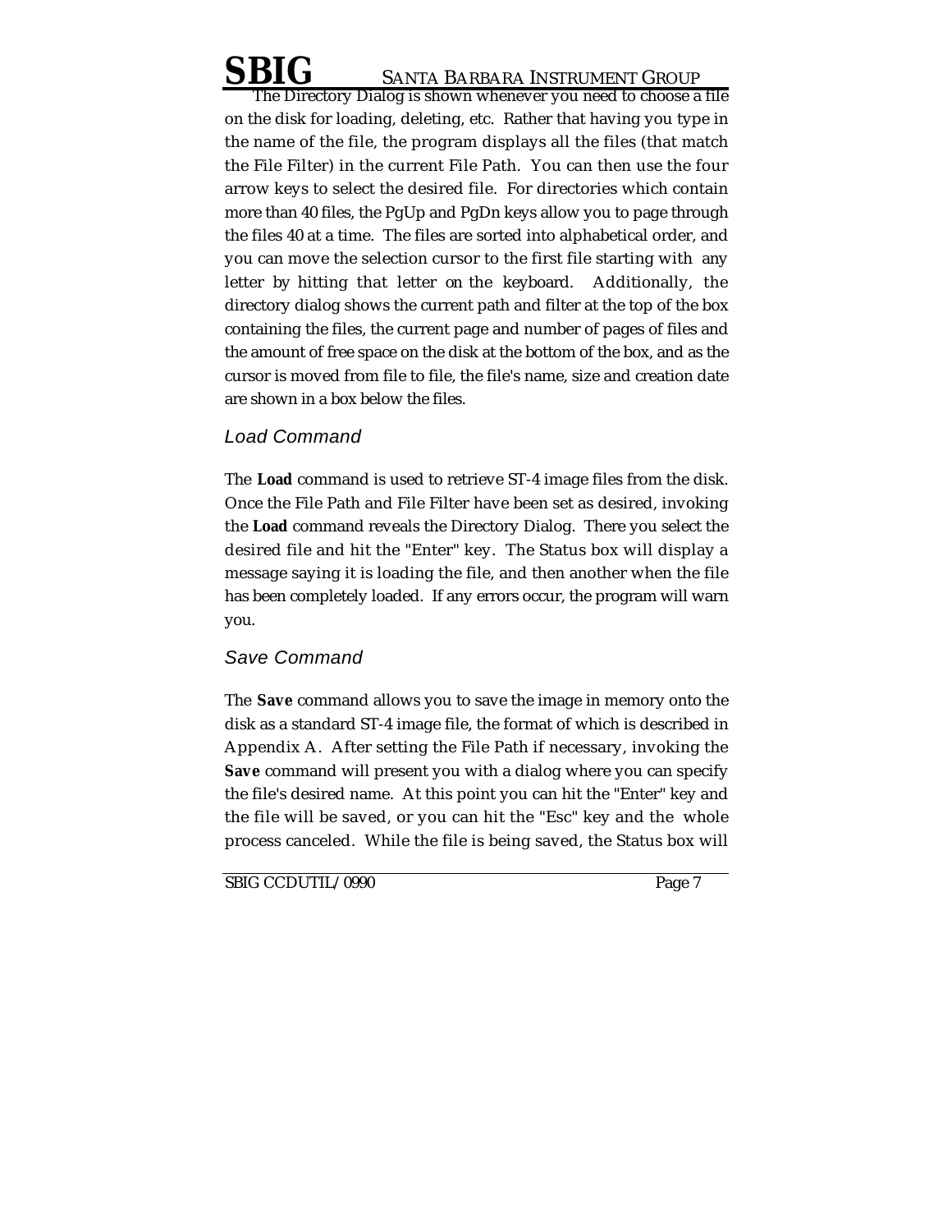The Directory Dialog is shown whenever you need to choose a file on the disk for loading, deleting, etc. Rather that having you type in the name of the file, the program displays all the files (that match the File Filter) in the current File Path. You can then use the four arrow keys to select the desired file. For directories which contain more than 40 files, the PgUp and PgDn keys allow you to page through the files 40 at a time. The files are sorted into alphabetical order, and you can move the selection cursor to the first file starting with any letter by hitting that letter on the keyboard. Additionally, the directory dialog shows the current path and filter at the top of the box containing the files, the current page and number of pages of files and the amount of free space on the disk at the bottom of the box, and as the cursor is moved from file to file, the file's name, size and creation date are shown in a box below the files.

### *Load Command*

The **Load** command is used to retrieve ST-4 image files from the disk. Once the File Path and File Filter have been set as desired, invoking the **Load** command reveals the Directory Dialog. There you select the desired file and hit the "Enter" key. The Status box will display a message saying it is loading the file, and then another when the file has been completely loaded. If any errors occur, the program will warn you.

### *Save Command*

The **Save** command allows you to save the image in memory onto the disk as a standard ST-4 image file, the format of which is described in Appendix A. After setting the File Path if necessary, invoking the **Save** command will present you with a dialog where you can specify the file's desired name. At this point you can hit the "Enter" key and the file will be saved, or you can hit the "Esc" key and the whole process canceled. While the file is being saved, the Status box will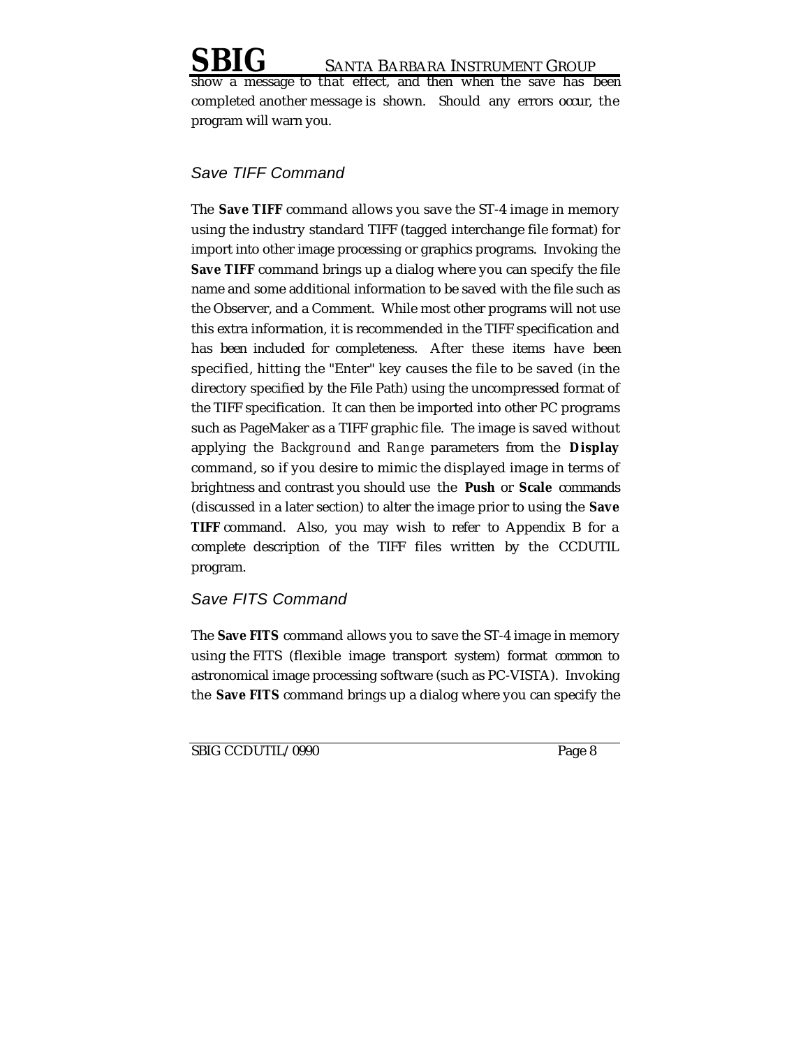show a message to that effect, and then when the save has been completed another message is shown. Should any errors occur, the program will warn you.

### *Save TIFF Command*

The **Save TIFF** command allows you save the ST-4 image in memory using the industry standard TIFF (tagged interchange file format) for import into other image processing or graphics programs. Invoking the **Save TIFF** command brings up a dialog where you can specify the file name and some additional information to be saved with the file such as the Observer, and a Comment. While most other programs will not use this extra information, it is recommended in the TIFF specification and has been included for completeness. After these items have been specified, hitting the "Enter" key causes the file to be saved (in the directory specified by the File Path) using the uncompressed format of the TIFF specification. It can then be imported into other PC programs such as PageMaker as a TIFF graphic file. The image is saved without applying the *Background* and *Range* parameters from the **Display** command, so if you desire to mimic the displayed image in terms of brightness and contrast you should use the **Push** or **Scale** commands (discussed in a later section) to alter the image prior to using the **Save TIFF** command. Also, you may wish to refer to Appendix B for a complete description of the TIFF files written by the CCDUTIL program.

### *Save FITS Command*

The **Save FITS** command allows you to save the ST-4 image in memory using the FITS (flexible image transport system) format common to astronomical image processing software (such as PC-VISTA). Invoking the **Save FITS** command brings up a dialog where you can specify the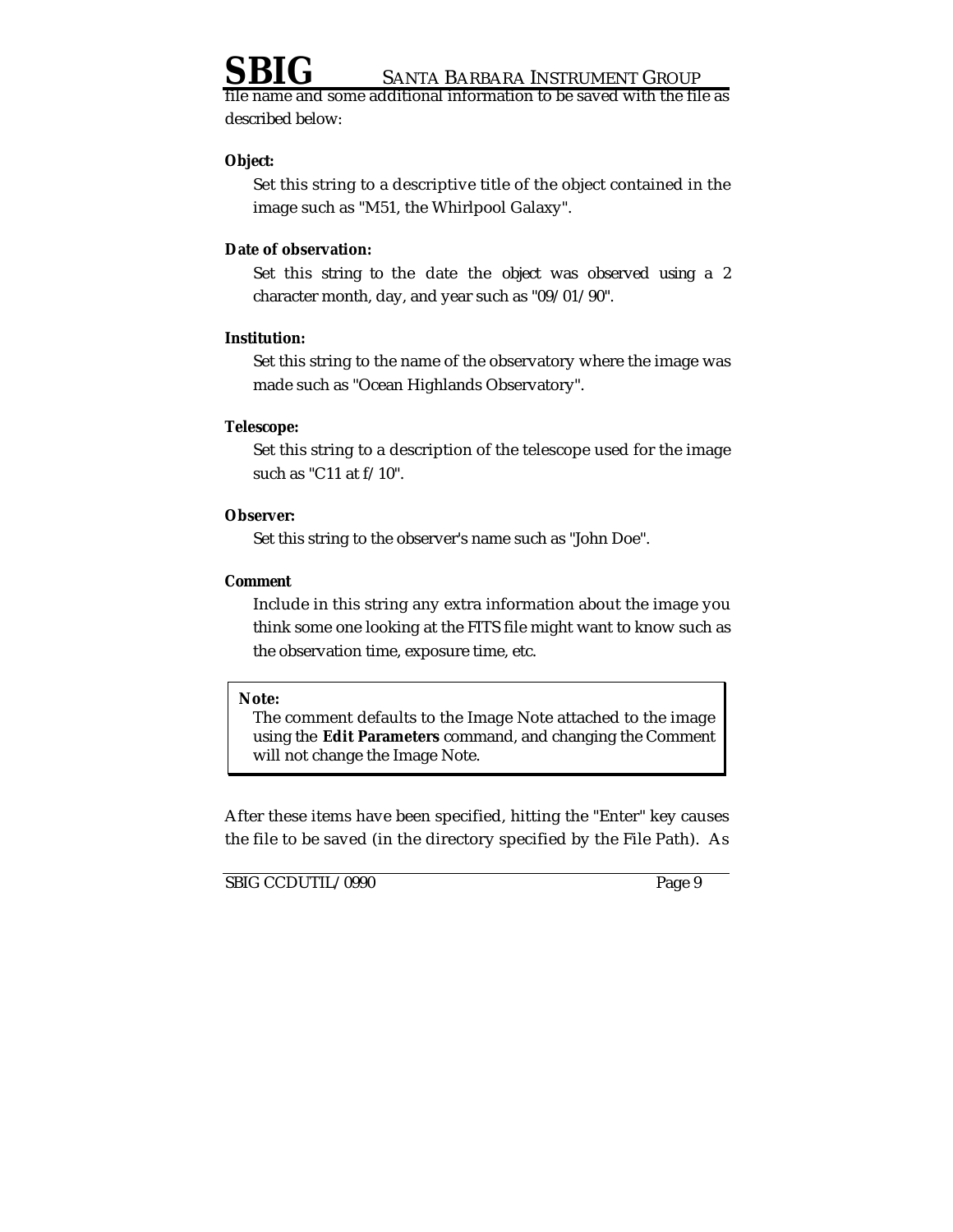file name and some additional information to be saved with the file as described below:

**Object:**

Set this string to a descriptive title of the object contained in the image such as "M51, the Whirlpool Galaxy".

**Date of observation:**

Set this string to the date the object was observed using a 2 character month, day, and year such as "09/01/90".

**Institution:**

Set this string to the name of the observatory where the image was made such as "Ocean Highlands Observatory".

**Telescope:**

Set this string to a description of the telescope used for the image such as "C11 at f/10".

**Observer:**

Set this string to the observer's name such as "John Doe".

**Comment**

Include in this string any extra information about the image you think some one looking at the FITS file might want to know such as the observation time, exposure time, etc.

> **Note:**
> The comment defaults to the Image Note attached to the image using the **Edit Parameters** command, and changing the Comment will not change the Image Note.

After these items have been specified, hitting the "Enter" key causes the file to be saved (in the directory specified by the File Path). As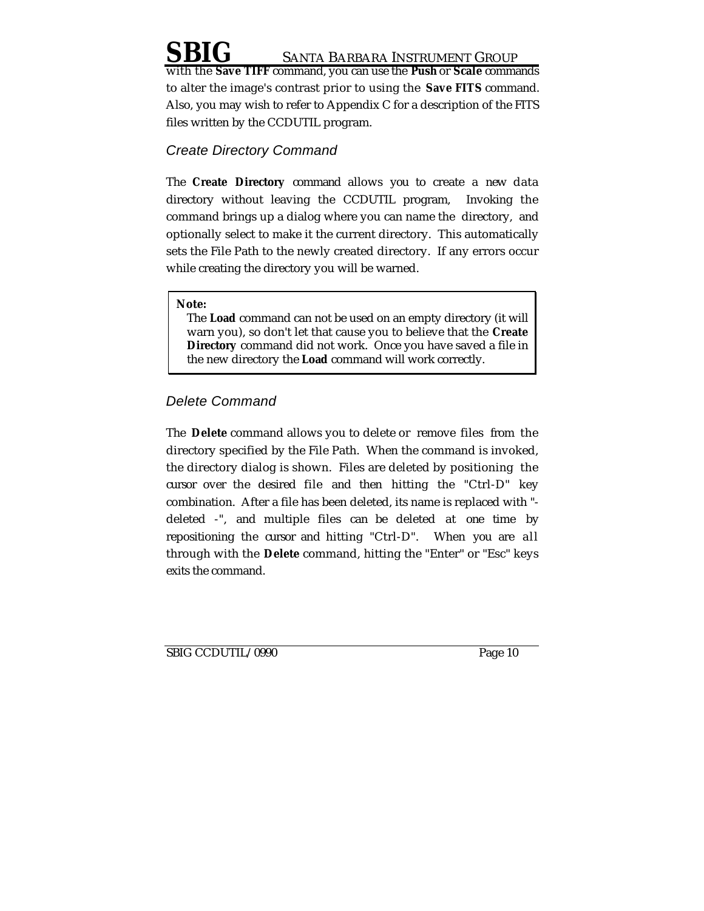with the **Save TIFF** command, you can use the **Push** or **Scale** commands to alter the image's contrast prior to using the **Save FITS** command. Also, you may wish to refer to Appendix C for a description of the FITS files written by the CCDUTIL program.

### *Create Directory Command*

The **Create Directory** command allows you to create a new data directory without leaving the CCDUTIL program, Invoking the command brings up a dialog where you can name the directory, and optionally select to make it the current directory. This automatically sets the File Path to the newly created directory. If any errors occur while creating the directory you will be warned.

> **Note:**
> The **Load** command can not be used on an empty directory (it will warn you), so don't let that cause you to believe that the **Create Directory** command did not work. Once you have saved a file in the new directory the **Load** command will work correctly.

### *Delete Command*

The **Delete** command allows you to delete or remove files from the directory specified by the File Path. When the command is invoked, the directory dialog is shown. Files are deleted by positioning the cursor over the desired file and then hitting the "Ctrl-D" key combination. After a file has been deleted, its name is replaced with "- deleted -", and multiple files can be deleted at one time by repositioning the cursor and hitting "Ctrl-D". When you are all through with the **Delete** command, hitting the "Enter" or "Esc" keys exits the command.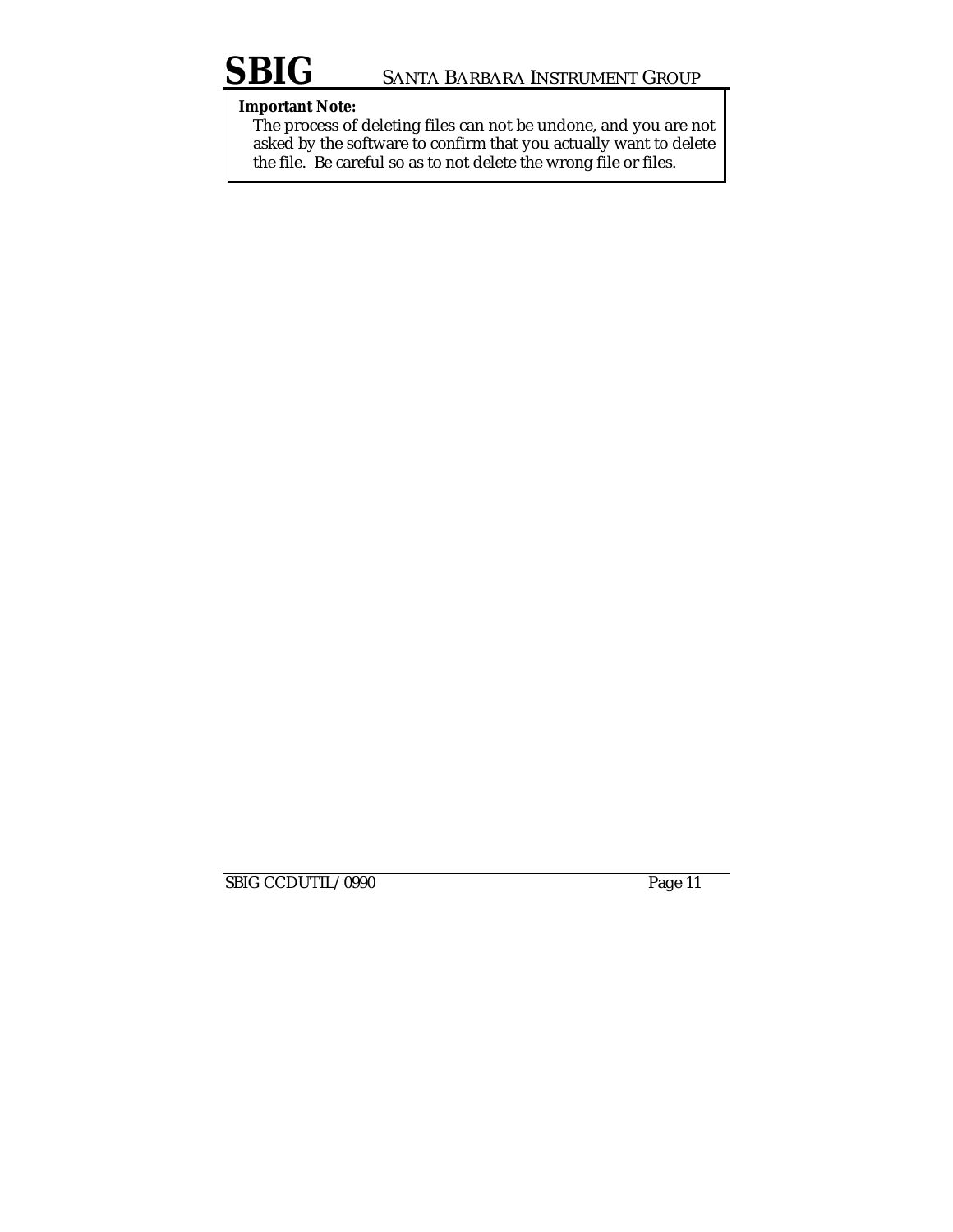**Important Note:**

The process of deleting files can not be undone, and you are not asked by the software to confirm that you actually want to delete the file. Be careful so as to not delete the wrong file or files.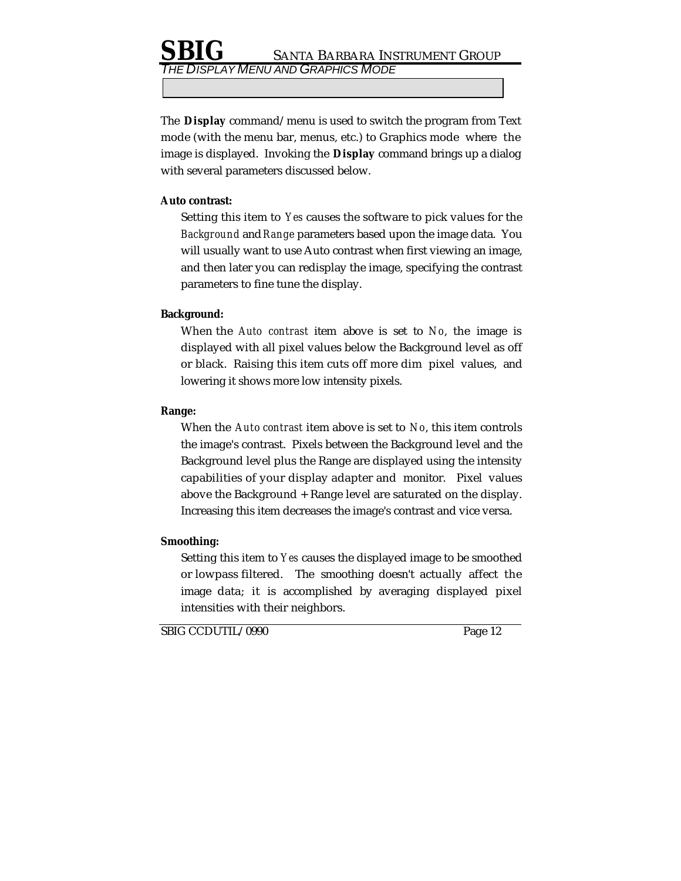The **Display** command/menu is used to switch the program from Text mode (with the menu bar, menus, etc.) to Graphics mode where the image is displayed. Invoking the **Display** command brings up a dialog with several parameters discussed below.

**Auto contrast:**

Setting this item to *Yes* causes the software to pick values for the *Background* and *Range* parameters based upon the image data. You will usually want to use Auto contrast when first viewing an image, and then later you can redisplay the image, specifying the contrast parameters to fine tune the display.

**Background:**

When the *Auto contrast* item above is set to *No*, the image is displayed with all pixel values below the Background level as off or black. Raising this item cuts off more dim pixel values, and lowering it shows more low intensity pixels.

**Range:**

When the *Auto contrast* item above is set to *No*, this item controls the image's contrast. Pixels between the Background level and the Background level plus the Range are displayed using the intensity capabilities of your display adapter and monitor. Pixel values above the Background + Range level are saturated on the display. Increasing this item decreases the image's contrast and vice versa.

**Smoothing:**

Setting this item to *Yes* causes the displayed image to be smoothed or lowpass filtered. The smoothing doesn't actually affect the image data; it is accomplished by averaging displayed pixel intensities with their neighbors.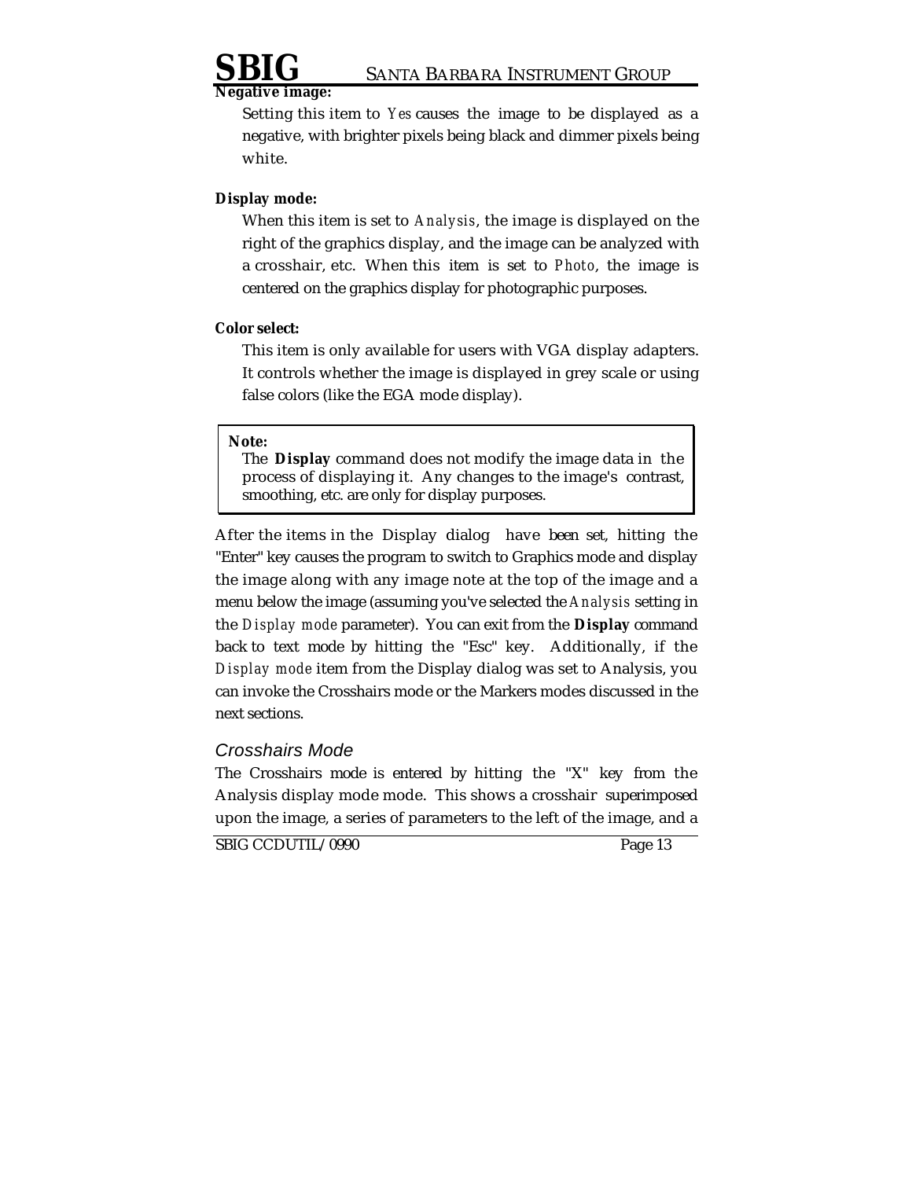**Negative image:**

Setting this item to *Yes* causes the image to be displayed as a negative, with brighter pixels being black and dimmer pixels being white.

**Display mode:**

When this item is set to *Analysis*, the image is displayed on the right of the graphics display, and the image can be analyzed with a crosshair, etc. When this item is set to *Photo*, the image is centered on the graphics display for photographic purposes.

**Color select:**

This item is only available for users with VGA display adapters. It controls whether the image is displayed in grey scale or using false colors (like the EGA mode display).

> **Note:**
> The **Display** command does not modify the image data in the process of displaying it. Any changes to the image's contrast, smoothing, etc. are only for display purposes.

After the items in the Display dialog have been set, hitting the "Enter" key causes the program to switch to Graphics mode and display the image along with any image note at the top of the image and a menu below the image (assuming you've selected the *Analysis* setting in the *Display mode* parameter). You can exit from the **Display** command back to text mode by hitting the "Esc" key. Additionally, if the *Display mode* item from the Display dialog was set to Analysis, you can invoke the Crosshairs mode or the Markers modes discussed in the next sections.

### *Crosshairs Mode*

The Crosshairs mode is entered by hitting the "X" key from the Analysis display mode mode. This shows a crosshair superimposed upon the image, a series of parameters to the left of the image, and a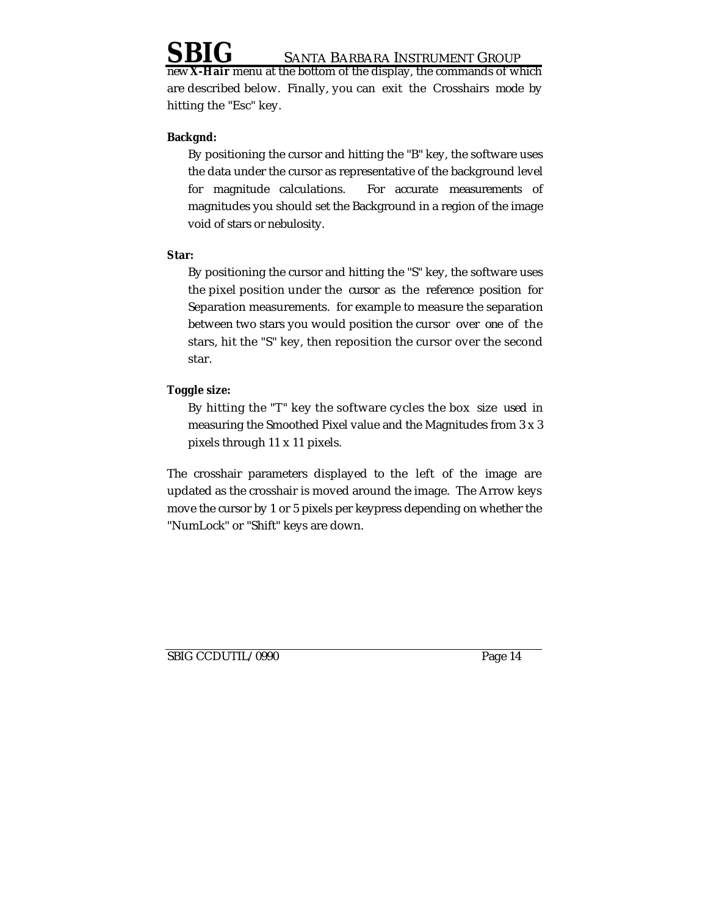new ***X-Hair*** menu at the bottom of the display, the commands of which are described below. Finally, you can exit the Crosshairs mode by hitting the "Esc" key.

**Backgnd:**

By positioning the cursor and hitting the "B" key, the software uses the data under the cursor as representative of the background level for magnitude calculations. For accurate measurements of magnitudes you should set the Background in a region of the image void of stars or nebulosity.

**Star:**

By positioning the cursor and hitting the "S" key, the software uses the pixel position under the cursor as the reference position for Separation measurements. for example to measure the separation between two stars you would position the cursor over one of the stars, hit the "S" key, then reposition the cursor over the second star.

**Toggle size:**

By hitting the "T" key the software cycles the box size used in measuring the Smoothed Pixel value and the Magnitudes from 3 x 3 pixels through 11 x 11 pixels.

The crosshair parameters displayed to the left of the image are updated as the crosshair is moved around the image. The Arrow keys move the cursor by 1 or 5 pixels per keypress depending on whether the "NumLock" or "Shift" keys are down.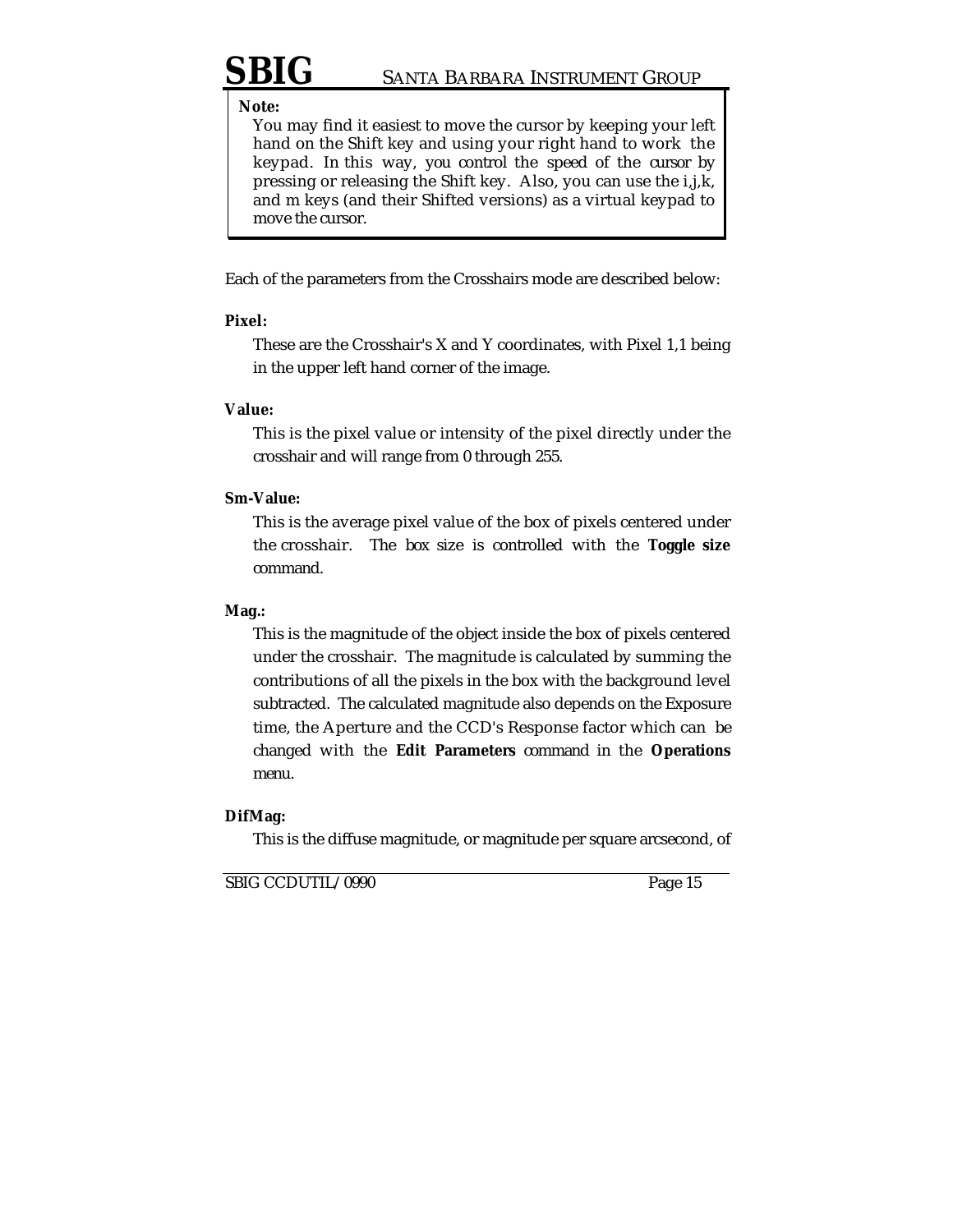> **Note:**
> You may find it easiest to move the cursor by keeping your left hand on the Shift key and using your right hand to work the keypad. In this way, you control the speed of the cursor by pressing or releasing the Shift key. Also, you can use the i,j,k, and m keys (and their Shifted versions) as a virtual keypad to move the cursor.

Each of the parameters from the Crosshairs mode are described below:

**Pixel:**

These are the Crosshair's X and Y coordinates, with Pixel 1,1 being in the upper left hand corner of the image.

**Value:**

This is the pixel value or intensity of the pixel directly under the crosshair and will range from 0 through 255.

**Sm-Value:**

This is the average pixel value of the box of pixels centered under the crosshair. The box size is controlled with the **Toggle size** command.

**Mag.:**

This is the magnitude of the object inside the box of pixels centered under the crosshair. The magnitude is calculated by summing the contributions of all the pixels in the box with the background level subtracted. The calculated magnitude also depends on the Exposure time, the Aperture and the CCD's Response factor which can be changed with the **Edit Parameters** command in the **Operations** menu.

**DifMag:**

This is the diffuse magnitude, or magnitude per square arcsecond, of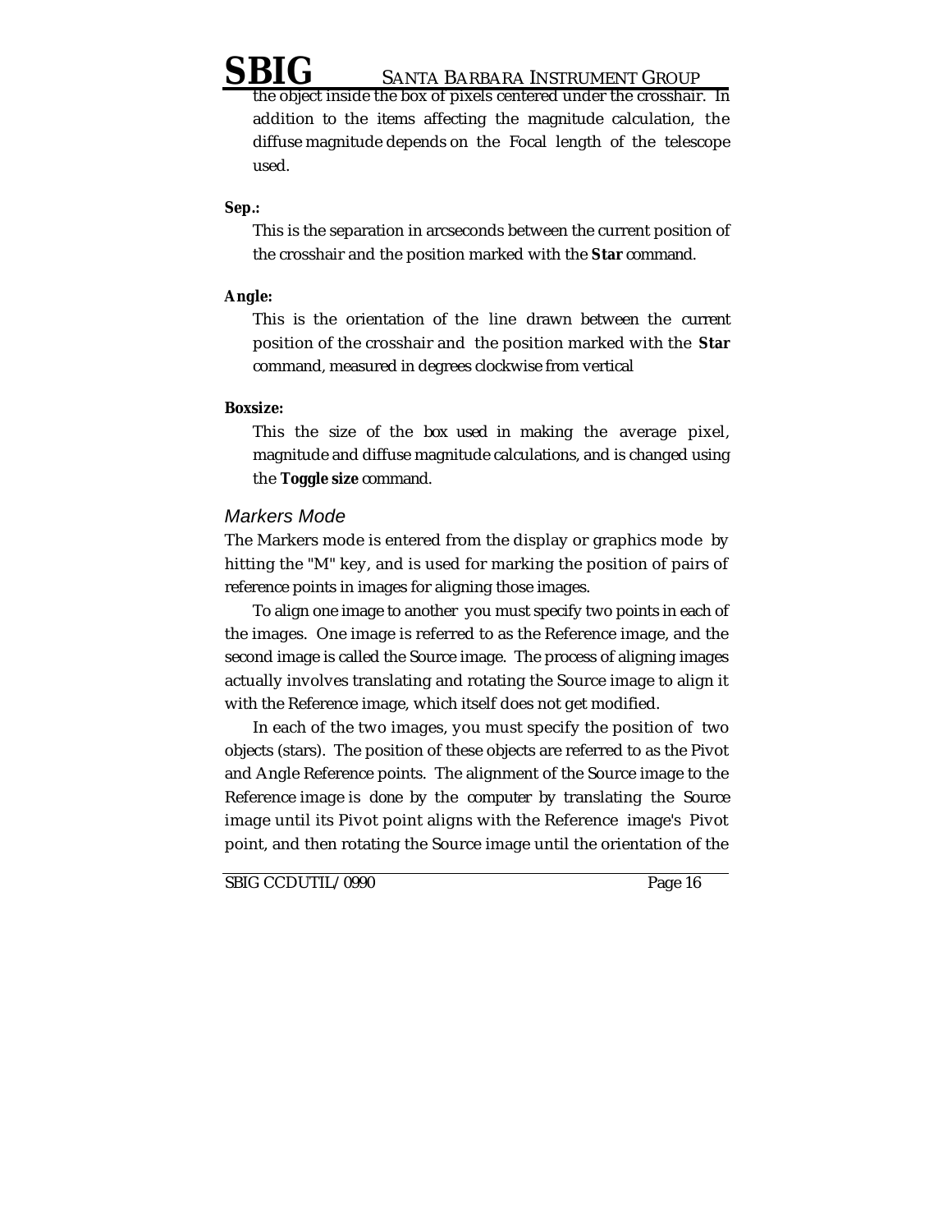the object inside the box of pixels centered under the crosshair. In addition to the items affecting the magnitude calculation, the diffuse magnitude depends on the Focal length of the telescope used.

**Sep.:**

This is the separation in arcseconds between the current position of the crosshair and the position marked with the **Star** command.

**Angle:**

This is the orientation of the line drawn between the current position of the crosshair and the position marked with the **Star** command, measured in degrees clockwise from vertical

**Boxsize:**

This the size of the box used in making the average pixel, magnitude and diffuse magnitude calculations, and is changed using the **Toggle size** command.

### *Markers Mode*

The Markers mode is entered from the display or graphics mode by hitting the "M" key, and is used for marking the position of pairs of reference points in images for aligning those images.

To align one image to another you must specify two points in each of the images. One image is referred to as the Reference image, and the second image is called the Source image. The process of aligning images actually involves translating and rotating the Source image to align it with the Reference image, which itself does not get modified.

In each of the two images, you must specify the position of two objects (stars). The position of these objects are referred to as the Pivot and Angle Reference points. The alignment of the Source image to the Reference image is done by the computer by translating the Source image until its Pivot point aligns with the Reference image's Pivot point, and then rotating the Source image until the orientation of the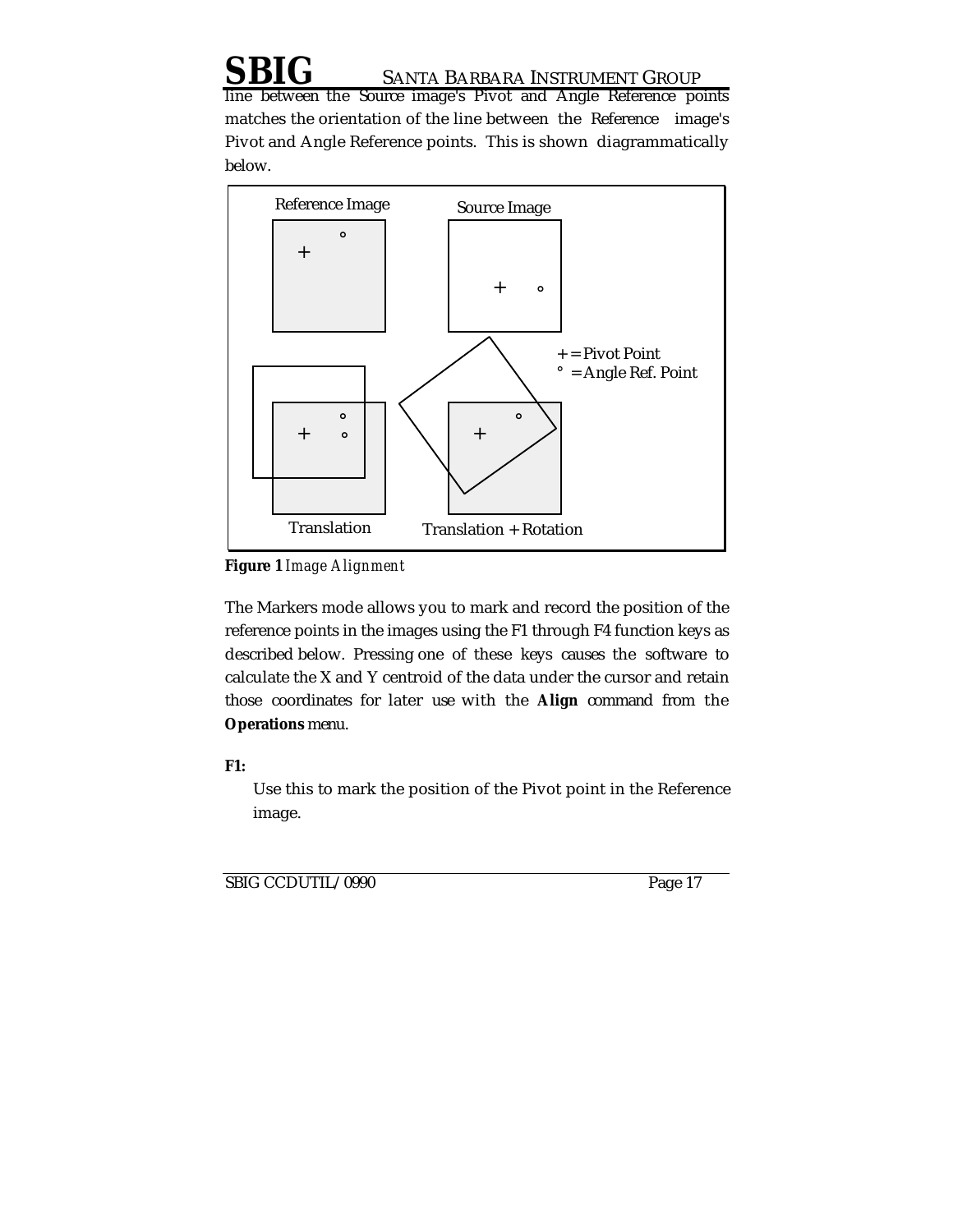line between the Source image's Pivot and Angle Reference points matches the orientation of the line between the Reference image's Pivot and Angle Reference points. This is shown diagrammatically below.

**Figure 1** *Image Alignment*

The Markers mode allows you to mark and record the position of the reference points in the images using the F1 through F4 function keys as described below. Pressing one of these keys causes the software to calculate the X and Y centroid of the data under the cursor and retain those coordinates for later use with the **Align** command from the **Operations** menu.

**F1:**

Use this to mark the position of the Pivot point in the Reference image.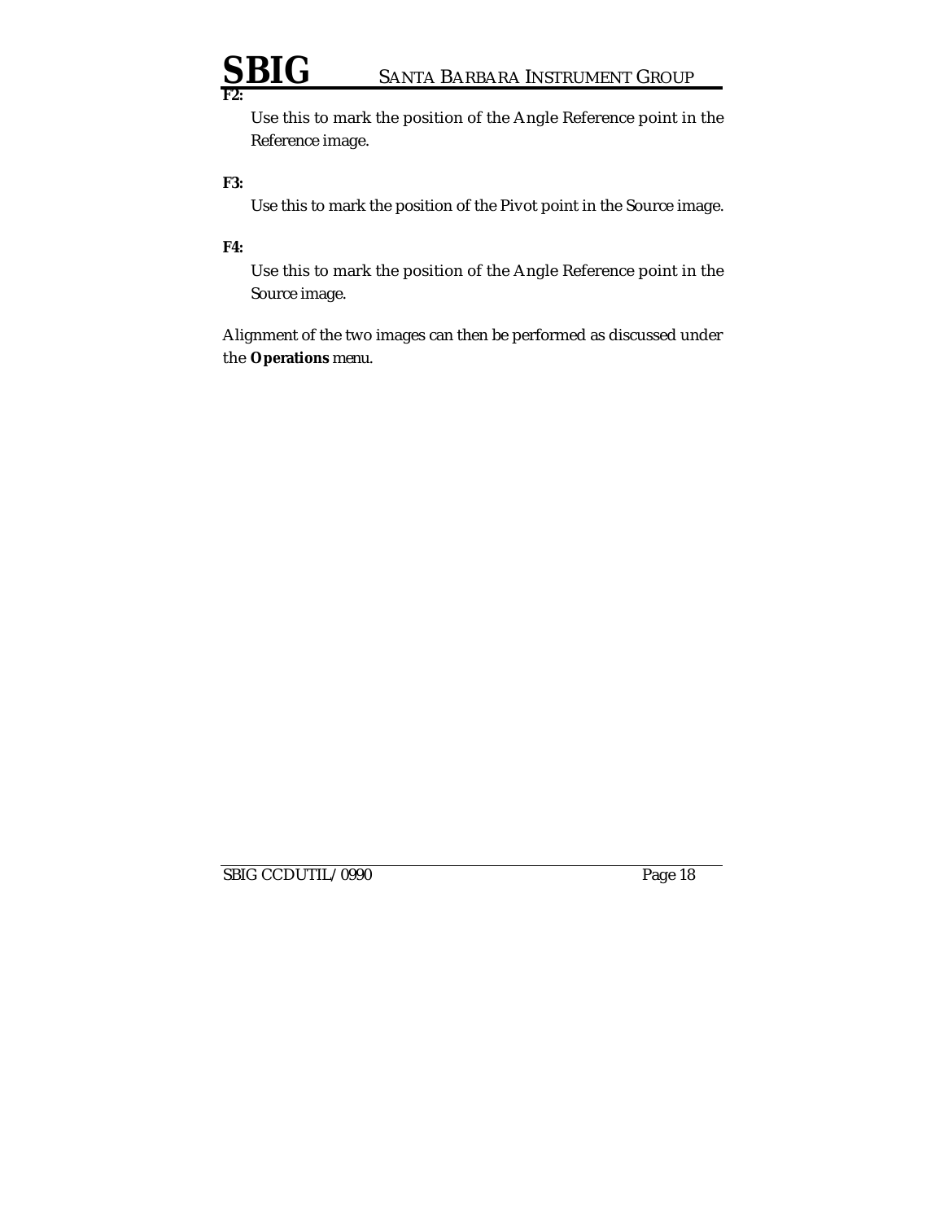**F2:**

Use this to mark the position of the Angle Reference point in the Reference image.

**F3:**

Use this to mark the position of the Pivot point in the Source image.

**F4:**

Use this to mark the position of the Angle Reference point in the Source image.

Alignment of the two images can then be performed as discussed under the **Operations** menu.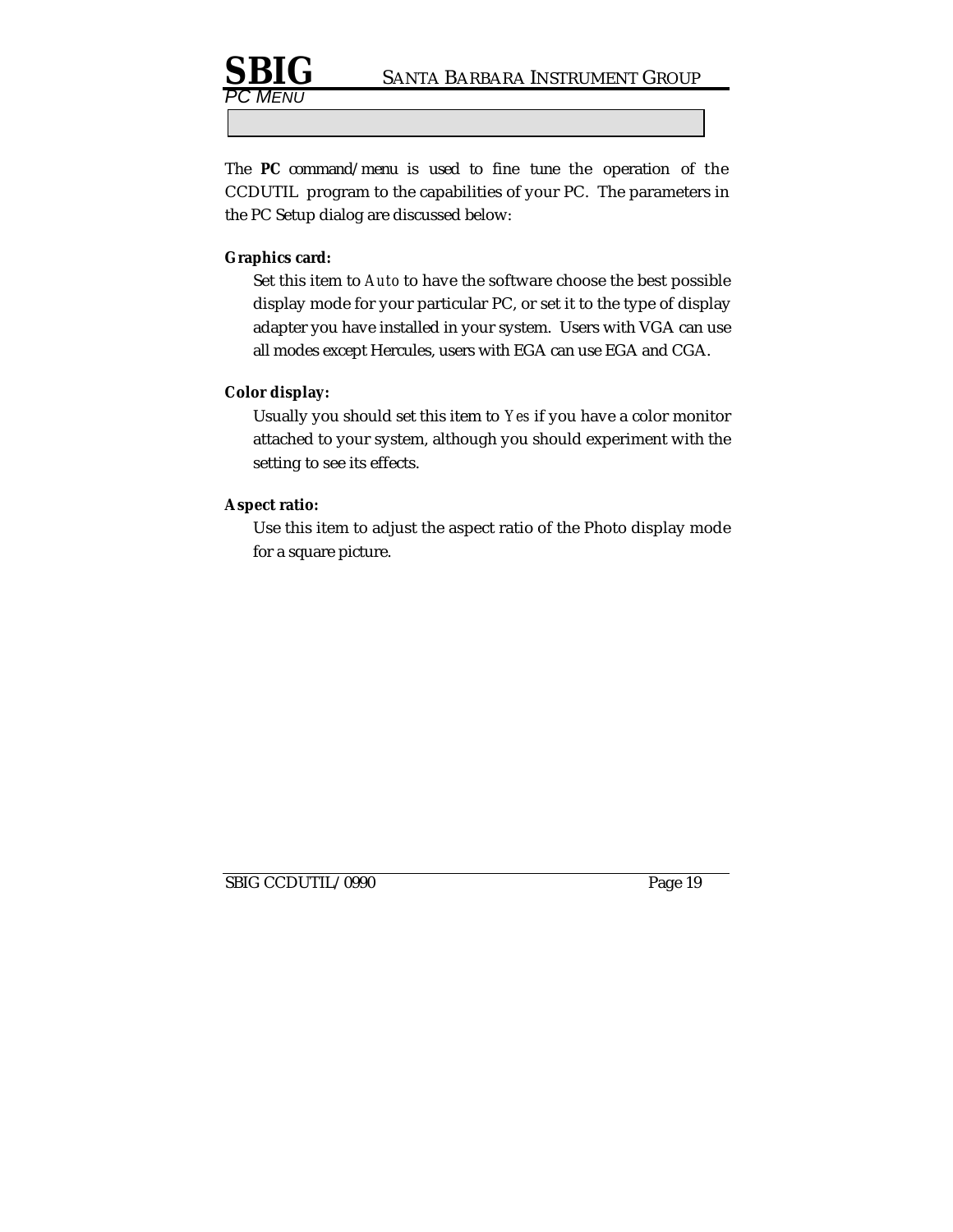# PC Menu

The **PC** command/menu is used to fine tune the operation of the CCDUTIL program to the capabilities of your PC. The parameters in the PC Setup dialog are discussed below:

**Graphics card:**

Set this item to *Auto* to have the software choose the best possible display mode for your particular PC, or set it to the type of display adapter you have installed in your system. Users with VGA can use all modes except Hercules, users with EGA can use EGA and CGA.

**Color display:**

Usually you should set this item to *Yes* if you have a color monitor attached to your system, although you should experiment with the setting to see its effects.

**Aspect ratio:**

Use this item to adjust the aspect ratio of the Photo display mode for a square picture.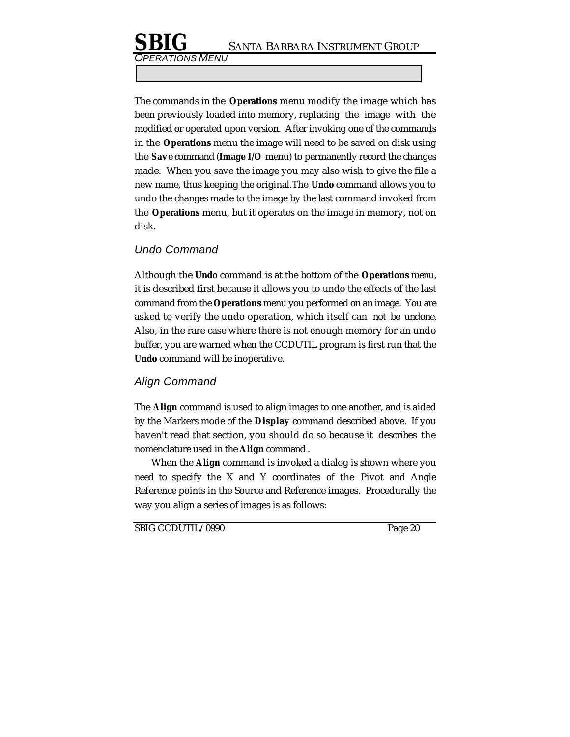The commands in the **Operations** menu modify the image which has been previously loaded into memory, replacing the image with the modified or operated upon version. After invoking one of the commands in the **Operations** menu the image will need to be saved on disk using the **Sav**e command (**Image I/O** menu) to permanently record the changes made. When you save the image you may also wish to give the file a new name, thus keeping the original.The **Undo** command allows you to undo the changes made to the image by the last command invoked from the **Operations** menu, but it operates on the image in memory, not on disk.

### *Undo Command*

Although the **Undo** command is at the bottom of the **Operations** menu, it is described first because it allows you to undo the effects of the last command from the **Operations** menu you performed on an image. You are asked to verify the undo operation, which itself can not be undone. Also, in the rare case where there is not enough memory for an undo buffer, you are warned when the CCDUTIL program is first run that the **Undo** command will be inoperative.

### *Align Command*

The **Align** command is used to align images to one another, and is aided by the Markers mode of the **Display** command described above. If you haven't read that section, you should do so because it describes the nomenclature used in the **Align** command .

When the **Align** command is invoked a dialog is shown where you need to specify the X and Y coordinates of the Pivot and Angle Reference points in the Source and Reference images. Procedurally the way you align a series of images is as follows: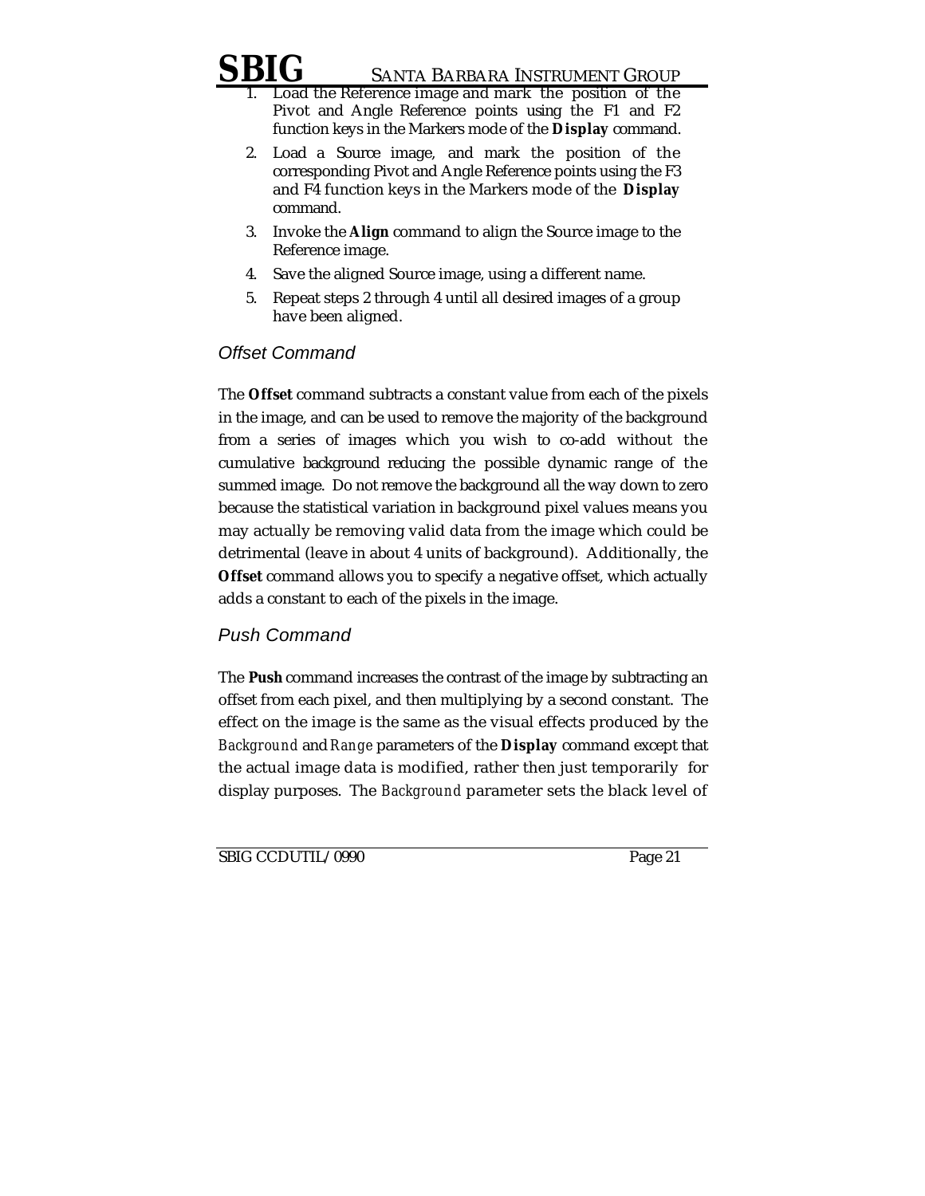1. Load the Reference image and mark the position of the Pivot and Angle Reference points using the F1 and F2 function keys in the Markers mode of the **Display** command.
2. Load a Source image, and mark the position of the corresponding Pivot and Angle Reference points using the F3 and F4 function keys in the Markers mode of the **Display** command.
3. Invoke the **Align** command to align the Source image to the Reference image.
4. Save the aligned Source image, using a different name.
5. Repeat steps 2 through 4 until all desired images of a group have been aligned.

### *Offset Command*

The **Offset** command subtracts a constant value from each of the pixels in the image, and can be used to remove the majority of the background from a series of images which you wish to co-add without the cumulative background reducing the possible dynamic range of the summed image. Do not remove the background all the way down to zero because the statistical variation in background pixel values means you may actually be removing valid data from the image which could be detrimental (leave in about 4 units of background). Additionally, the **Offset** command allows you to specify a negative offset, which actually adds a constant to each of the pixels in the image.

### *Push Command*

The **Push** command increases the contrast of the image by subtracting an offset from each pixel, and then multiplying by a second constant. The effect on the image is the same as the visual effects produced by the *Background* and *Range* parameters of the **Display** command except that the actual image data is modified, rather then just temporarily for display purposes. The *Background* parameter sets the black level of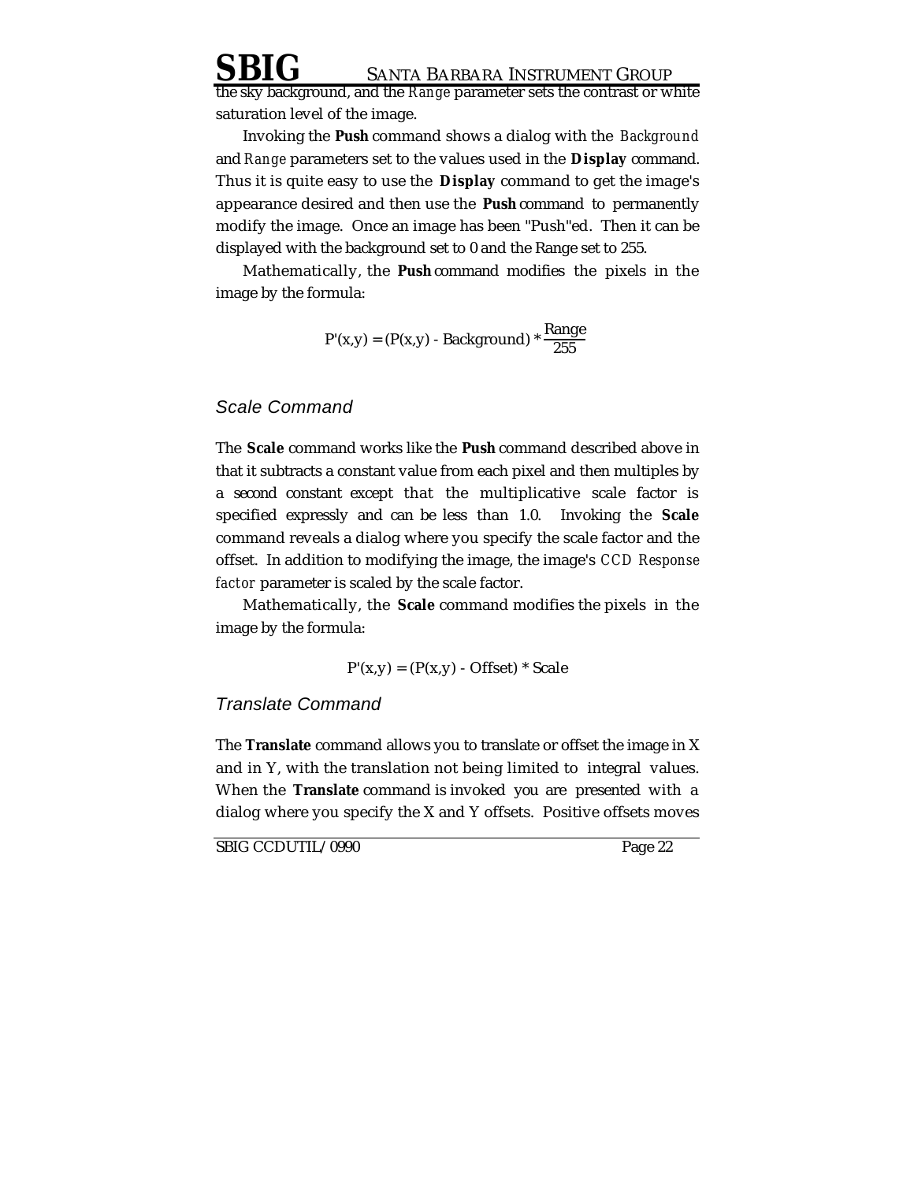the sky background, and the *Range* parameter sets the contrast or white saturation level of the image.

Invoking the **Push** command shows a dialog with the *Background* and *Range* parameters set to the values used in the **Display** command. Thus it is quite easy to use the **Display** command to get the image's appearance desired and then use the **Push** command to permanently modify the image. Once an image has been "Push"ed. Then it can be displayed with the background set to 0 and the Range set to 255.

Mathematically, the **Push** command modifies the pixels in the image by the formula:

$$P'(x,y) = (P(x,y) - \text{Background}) * \frac{\text{Range}}{255}$$

### Scale Command

The **Scale** command works like the **Push** command described above in that it subtracts a constant value from each pixel and then multiples by a second constant except that the multiplicative scale factor is specified expressly and can be less than 1.0. Invoking the **Scale** command reveals a dialog where you specify the scale factor and the offset. In addition to modifying the image, the image's *CCD Response factor* parameter is scaled by the scale factor.

Mathematically, the **Scale** command modifies the pixels in the image by the formula:

$$P'(x,y) = (P(x,y) - \text{Offset}) * \text{Scale}$$

### Translate Command

The **Translate** command allows you to translate or offset the image in X and in Y, with the translation not being limited to integral values. When the **Translate** command is invoked you are presented with a dialog where you specify the X and Y offsets. Positive offsets moves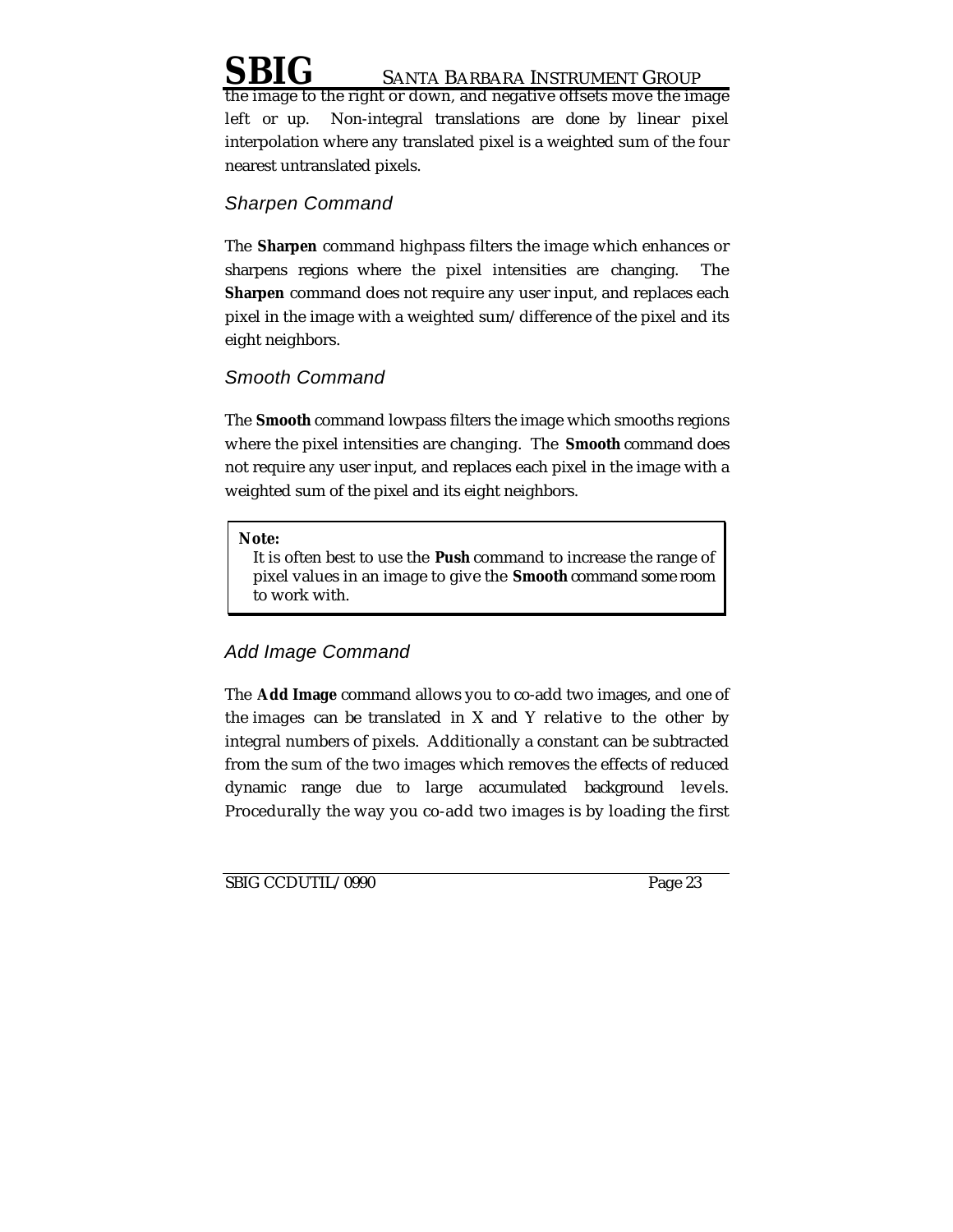the image to the right or down, and negative offsets move the image left or up. Non-integral translations are done by linear pixel interpolation where any translated pixel is a weighted sum of the four nearest untranslated pixels.

### *Sharpen Command*

The **Sharpen** command highpass filters the image which enhances or sharpens regions where the pixel intensities are changing. The **Sharpen** command does not require any user input, and replaces each pixel in the image with a weighted sum/difference of the pixel and its eight neighbors.

### *Smooth Command*

The **Smooth** command lowpass filters the image which smooths regions where the pixel intensities are changing. The **Smooth** command does not require any user input, and replaces each pixel in the image with a weighted sum of the pixel and its eight neighbors.

> **Note:**
> It is often best to use the **Push** command to increase the range of pixel values in an image to give the **Smooth** command some room to work with.

### *Add Image Command*

The **Add Image** command allows you to co-add two images, and one of the images can be translated in X and Y relative to the other by integral numbers of pixels. Additionally a constant can be subtracted from the sum of the two images which removes the effects of reduced dynamic range due to large accumulated background levels. Procedurally the way you co-add two images is by loading the first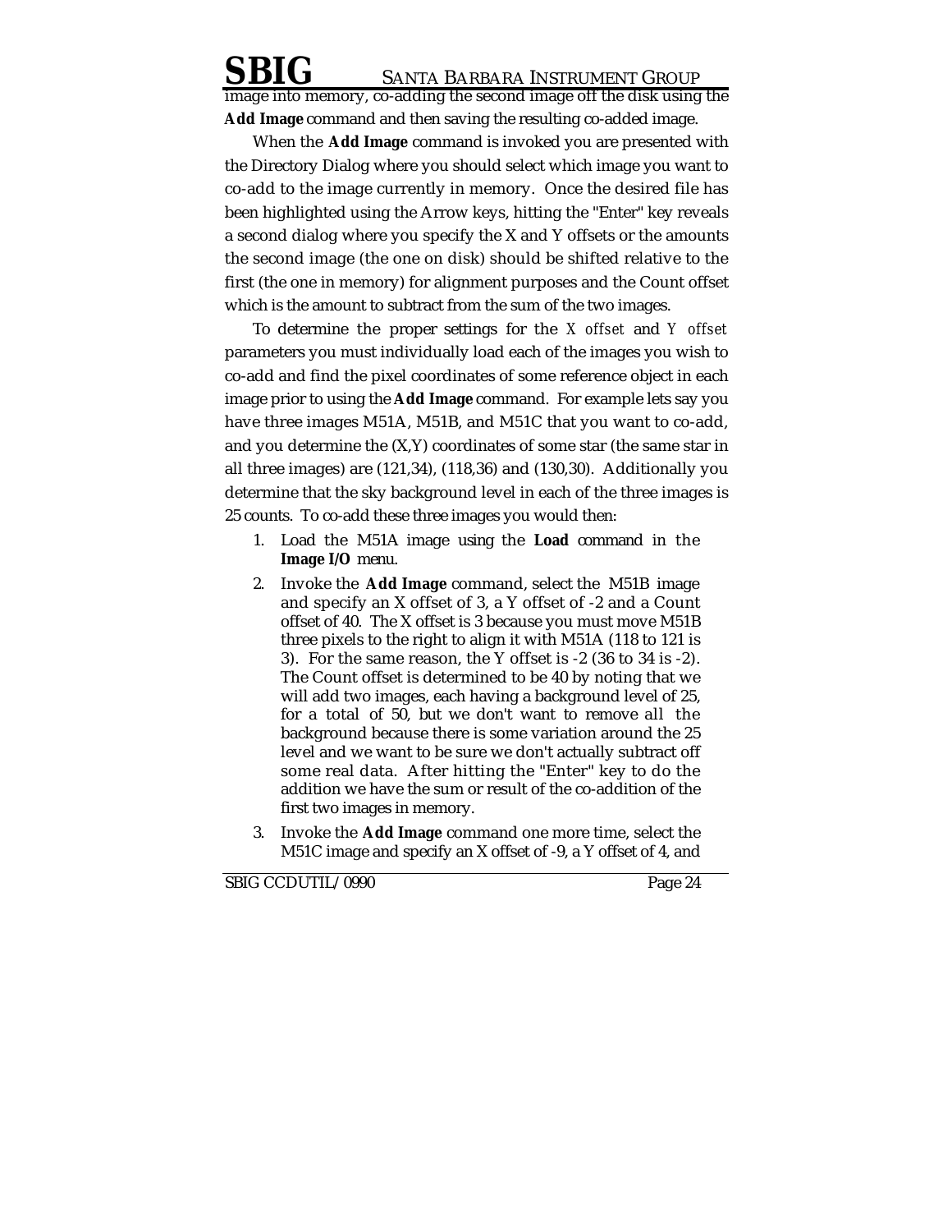image into memory, co-adding the second image off the disk using the **Add Image** command and then saving the resulting co-added image.

When the **Add Image** command is invoked you are presented with the Directory Dialog where you should select which image you want to co-add to the image currently in memory. Once the desired file has been highlighted using the Arrow keys, hitting the "Enter" key reveals a second dialog where you specify the X and Y offsets or the amounts the second image (the one on disk) should be shifted relative to the first (the one in memory) for alignment purposes and the Count offset which is the amount to subtract from the sum of the two images.

To determine the proper settings for the *X offset* and *Y offset* parameters you must individually load each of the images you wish to co-add and find the pixel coordinates of some reference object in each image prior to using the **Add Image** command. For example lets say you have three images M51A, M51B, and M51C that you want to co-add, and you determine the (X,Y) coordinates of some star (the same star in all three images) are (121,34), (118,36) and (130,30). Additionally you determine that the sky background level in each of the three images is 25 counts. To co-add these three images you would then:

1. Load the M51A image using the **Load** command in the **Image I/O** menu.
2. Invoke the **Add Image** command, select the M51B image and specify an X offset of 3, a Y offset of -2 and a Count offset of 40. The X offset is 3 because you must move M51B three pixels to the right to align it with M51A (118 to 121 is 3). For the same reason, the Y offset is -2 (36 to 34 is -2). The Count offset is determined to be 40 by noting that we will add two images, each having a background level of 25, for a total of 50, but we don't want to remove all the background because there is some variation around the 25 level and we want to be sure we don't actually subtract off some real data. After hitting the "Enter" key to do the addition we have the sum or result of the co-addition of the first two images in memory.
3. Invoke the **Add Image** command one more time, select the M51C image and specify an X offset of -9, a Y offset of 4, and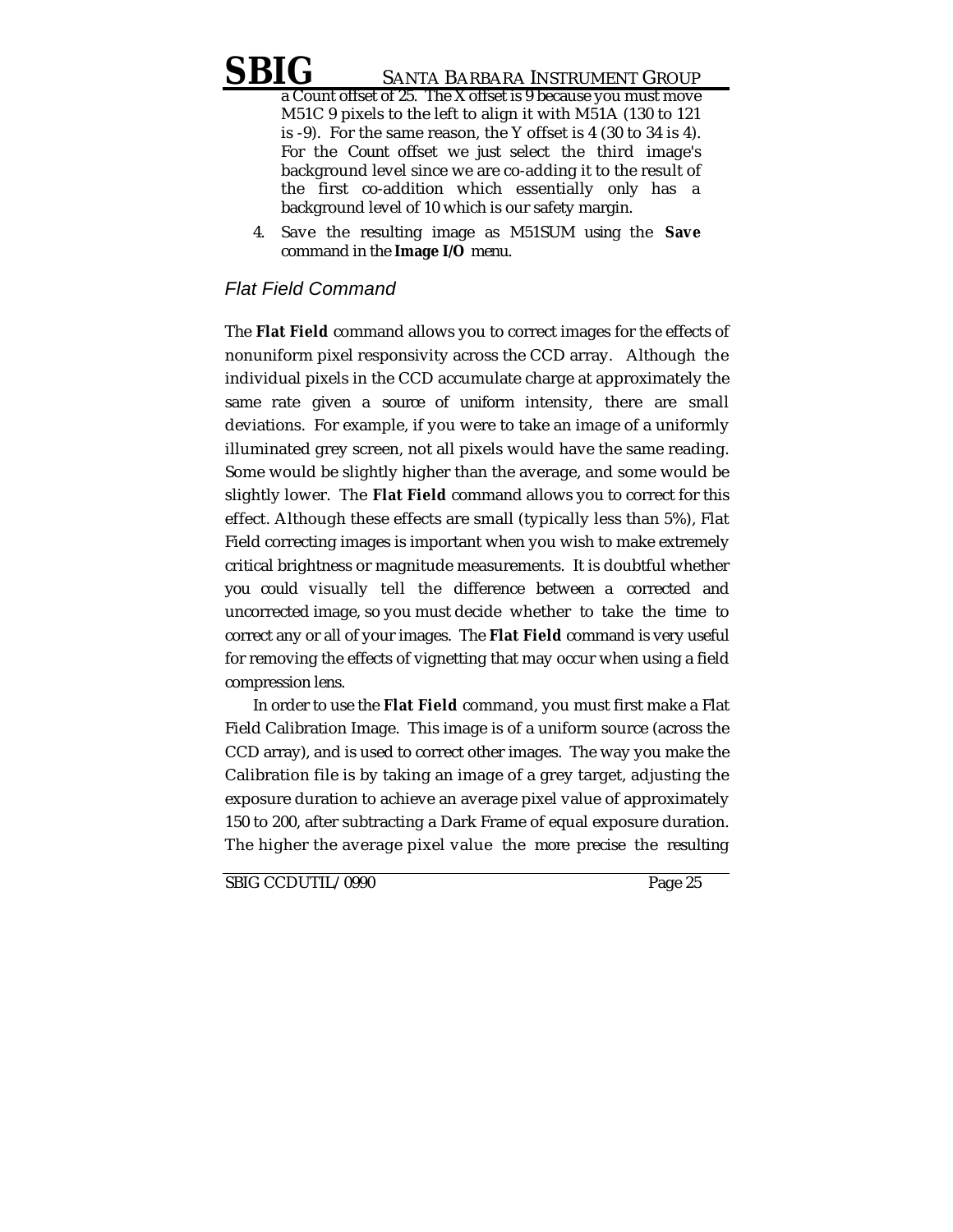a Count offset of 25. The X offset is 9 because you must move M51C 9 pixels to the left to align it with M51A (130 to 121 is -9). For the same reason, the Y offset is 4 (30 to 34 is 4). For the Count offset we just select the third image's background level since we are co-adding it to the result of the first co-addition which essentially only has a background level of 10 which is our safety margin.

4. Save the resulting image as M51SUM using the **Save** command in the **Image I/O** menu.

### *Flat Field Command*

The **Flat Field** command allows you to correct images for the effects of nonuniform pixel responsivity across the CCD array. Although the individual pixels in the CCD accumulate charge at approximately the same rate given a source of uniform intensity, there are small deviations. For example, if you were to take an image of a uniformly illuminated grey screen, not all pixels would have the same reading. Some would be slightly higher than the average, and some would be slightly lower. The **Flat Field** command allows you to correct for this effect. Although these effects are small (typically less than 5%), Flat Field correcting images is important when you wish to make extremely critical brightness or magnitude measurements. It is doubtful whether you could visually tell the difference between a corrected and uncorrected image, so you must decide whether to take the time to correct any or all of your images. The **Flat Field** command is very useful for removing the effects of vignetting that may occur when using a field compression lens.

In order to use the **Flat Field** command, you must first make a Flat Field Calibration Image. This image is of a uniform source (across the CCD array), and is used to correct other images. The way you make the Calibration file is by taking an image of a grey target, adjusting the exposure duration to achieve an average pixel value of approximately 150 to 200, after subtracting a Dark Frame of equal exposure duration. The higher the average pixel value the more precise the resulting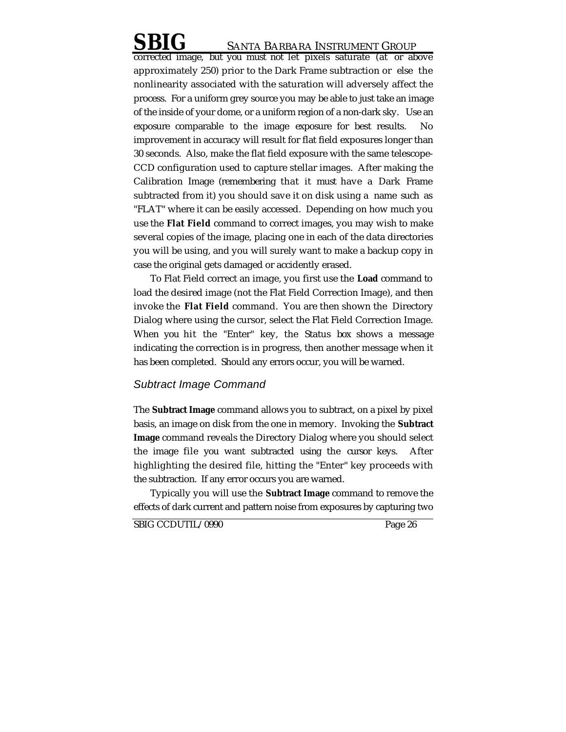corrected image, but you must not let pixels saturate (at or above approximately 250) prior to the Dark Frame subtraction or else the nonlinearity associated with the saturation will adversely affect the process. For a uniform grey source you may be able to just take an image of the inside of your dome, or a uniform region of a non-dark sky. Use an exposure comparable to the image exposure for best results. No improvement in accuracy will result for flat field exposures longer than 30 seconds. Also, make the flat field exposure with the same telescope-CCD configuration used to capture stellar images. After making the Calibration Image (remembering that it must have a Dark Frame subtracted from it) you should save it on disk using a name such as "FLAT" where it can be easily accessed. Depending on how much you use the ***Flat Field*** command to correct images, you may wish to make several copies of the image, placing one in each of the data directories you will be using, and you will surely want to make a backup copy in case the original gets damaged or accidently erased.

To Flat Field correct an image, you first use the **Load** command to load the desired image (not the Flat Field Correction Image), and then invoke the ***Flat Field*** command. You are then shown the Directory Dialog where using the cursor, select the Flat Field Correction Image. When you hit the "Enter" key, the Status box shows a message indicating the correction is in progress, then another message when it has been completed. Should any errors occur, you will be warned.

### *Subtract Image Command*

The **Subtract Image** command allows you to subtract, on a pixel by pixel basis, an image on disk from the one in memory. Invoking the **Subtract Image** command reveals the Directory Dialog where you should select the image file you want subtracted using the cursor keys. After highlighting the desired file, hitting the "Enter" key proceeds with the subtraction. If any error occurs you are warned.

Typically you will use the **Subtract Image** command to remove the effects of dark current and pattern noise from exposures by capturing two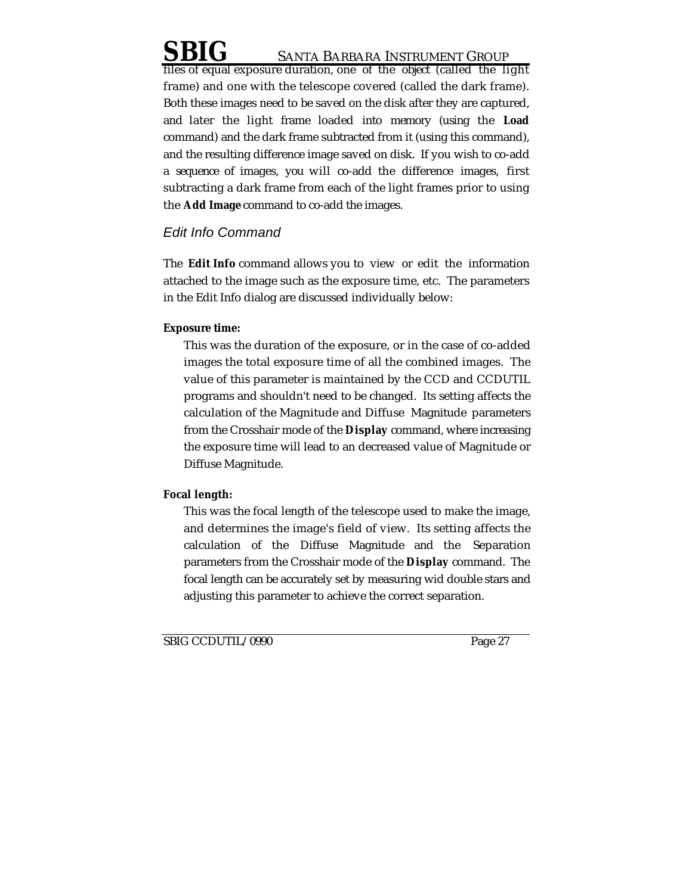files of equal exposure duration, one of the object (called the light frame) and one with the telescope covered (called the dark frame). Both these images need to be saved on the disk after they are captured, and later the light frame loaded into memory (using the **Load** command) and the dark frame subtracted from it (using this command), and the resulting difference image saved on disk. If you wish to co-add a sequence of images, you will co-add the difference images, first subtracting a dark frame from each of the light frames prior to using the **Add Image** command to co-add the images.

### *Edit Info Command*

The **Edit Info** command allows you to view or edit the information attached to the image such as the exposure time, etc. The parameters in the Edit Info dialog are discussed individually below:

**Exposure time:**

This was the duration of the exposure, or in the case of co-added images the total exposure time of all the combined images. The value of this parameter is maintained by the CCD and CCDUTIL programs and shouldn't need to be changed. Its setting affects the calculation of the Magnitude and Diffuse Magnitude parameters from the Crosshair mode of the **Display** command, where increasing the exposure time will lead to an decreased value of Magnitude or Diffuse Magnitude.

**Focal length:**

This was the focal length of the telescope used to make the image, and determines the image's field of view. Its setting affects the calculation of the Diffuse Magnitude and the Separation parameters from the Crosshair mode of the **Display** command. The focal length can be accurately set by measuring wid double stars and adjusting this parameter to achieve the correct separation.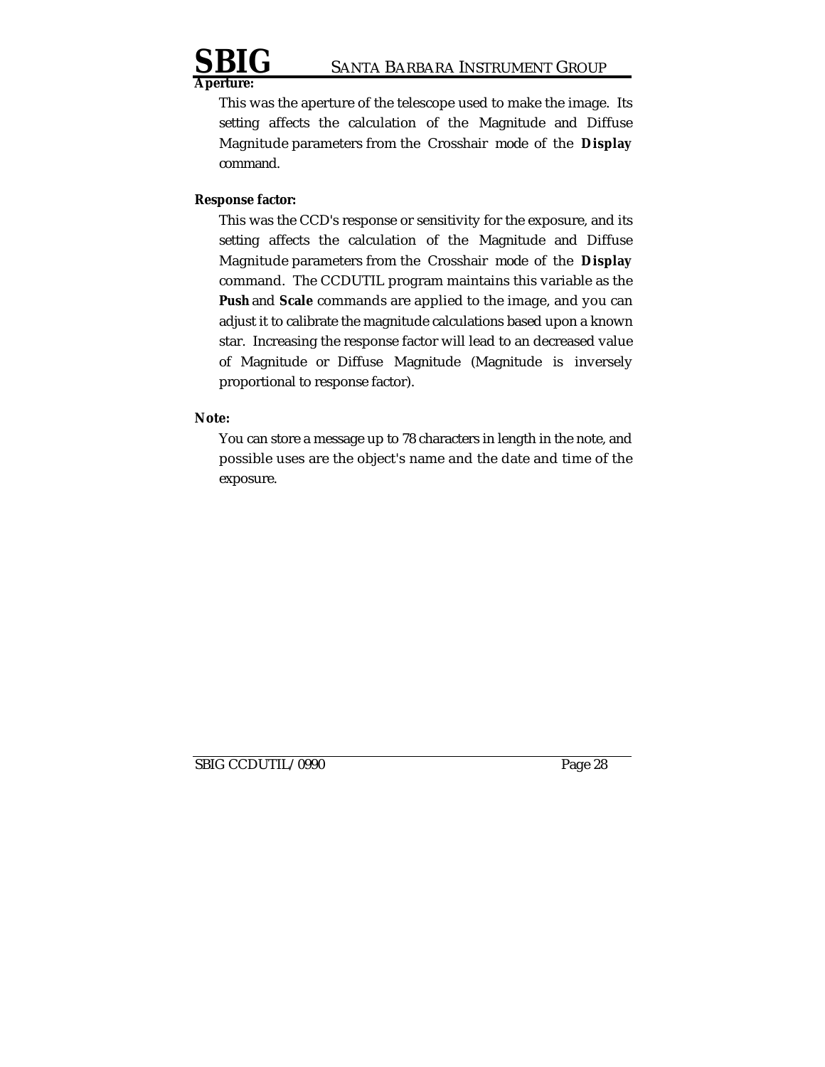**Aperture:**

This was the aperture of the telescope used to make the image. Its setting affects the calculation of the Magnitude and Diffuse Magnitude parameters from the Crosshair mode of the **Display** command.

**Response factor:**

This was the CCD's response or sensitivity for the exposure, and its setting affects the calculation of the Magnitude and Diffuse Magnitude parameters from the Crosshair mode of the **Display** command. The CCDUTIL program maintains this variable as the **Push** and **Scale** commands are applied to the image, and you can adjust it to calibrate the magnitude calculations based upon a known star. Increasing the response factor will lead to an decreased value of Magnitude or Diffuse Magnitude (Magnitude is inversely proportional to response factor).

**Note:**

You can store a message up to 78 characters in length in the note, and possible uses are the object's name and the date and time of the exposure.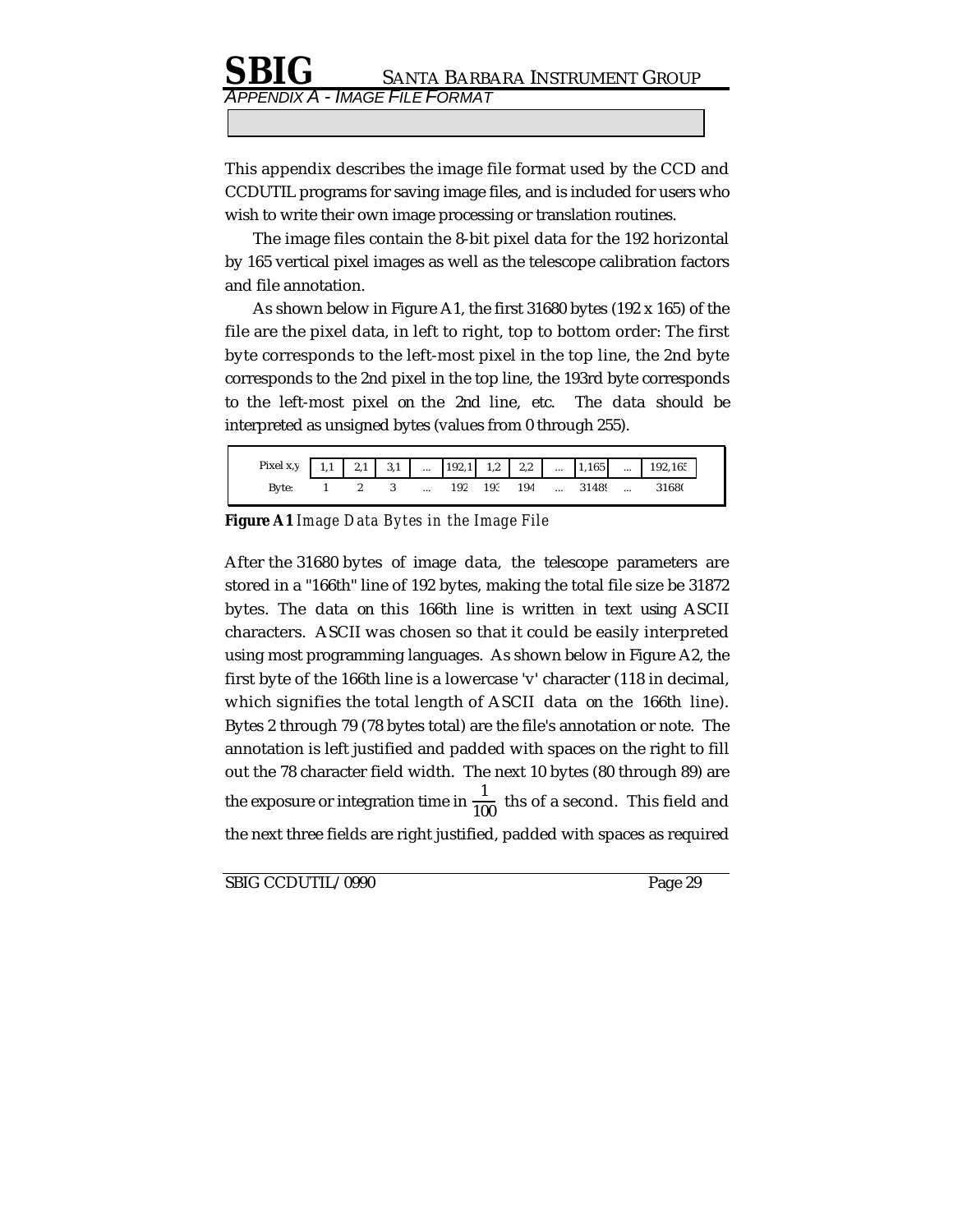# APPENDIX A - IMAGE FILE FORMAT

This appendix describes the image file format used by the CCD and CCDUTIL programs for saving image files, and is included for users who wish to write their own image processing or translation routines.

The image files contain the 8-bit pixel data for the 192 horizontal by 165 vertical pixel images as well as the telescope calibration factors and file annotation.

As shown below in Figure A1, the first 31680 bytes (192 x 165) of the file are the pixel data, in left to right, top to bottom order: The first byte corresponds to the left-most pixel in the top line, the 2nd byte corresponds to the 2nd pixel in the top line, the 193rd byte corresponds to the left-most pixel on the 2nd line, etc. The data should be interpreted as unsigned bytes (values from 0 through 255).

| Pixel x,y | 1,1 | 2,1 | 3,1 | ... | 192,1 | 1,2 | 2,2 | ... | 1,165 | ... | 192,165 |
|---|---|---|---|---|---|---|---|---|---|---|---|
| Byte: | 1 | 2 | 3 | ... | 192 | 193 | 194 | ... | 31489 | ... | 31680 |

**Figure A1** *Image Data Bytes in the Image File*

After the 31680 bytes of image data, the telescope parameters are stored in a "166th" line of 192 bytes, making the total file size be 31872 bytes. The data on this 166th line is written in text using ASCII characters. ASCII was chosen so that it could be easily interpreted using most programming languages. As shown below in Figure A2, the first byte of the 166th line is a lowercase 'v' character (118 in decimal, which signifies the total length of ASCII data on the 166th line). Bytes 2 through 79 (78 bytes total) are the file's annotation or note. The annotation is left justified and padded with spaces on the right to fill out the 78 character field width. The next 10 bytes (80 through 89) are the exposure or integration time in $\frac{1}{100}$ ths of a second. This field and the next three fields are right justified, padded with spaces as required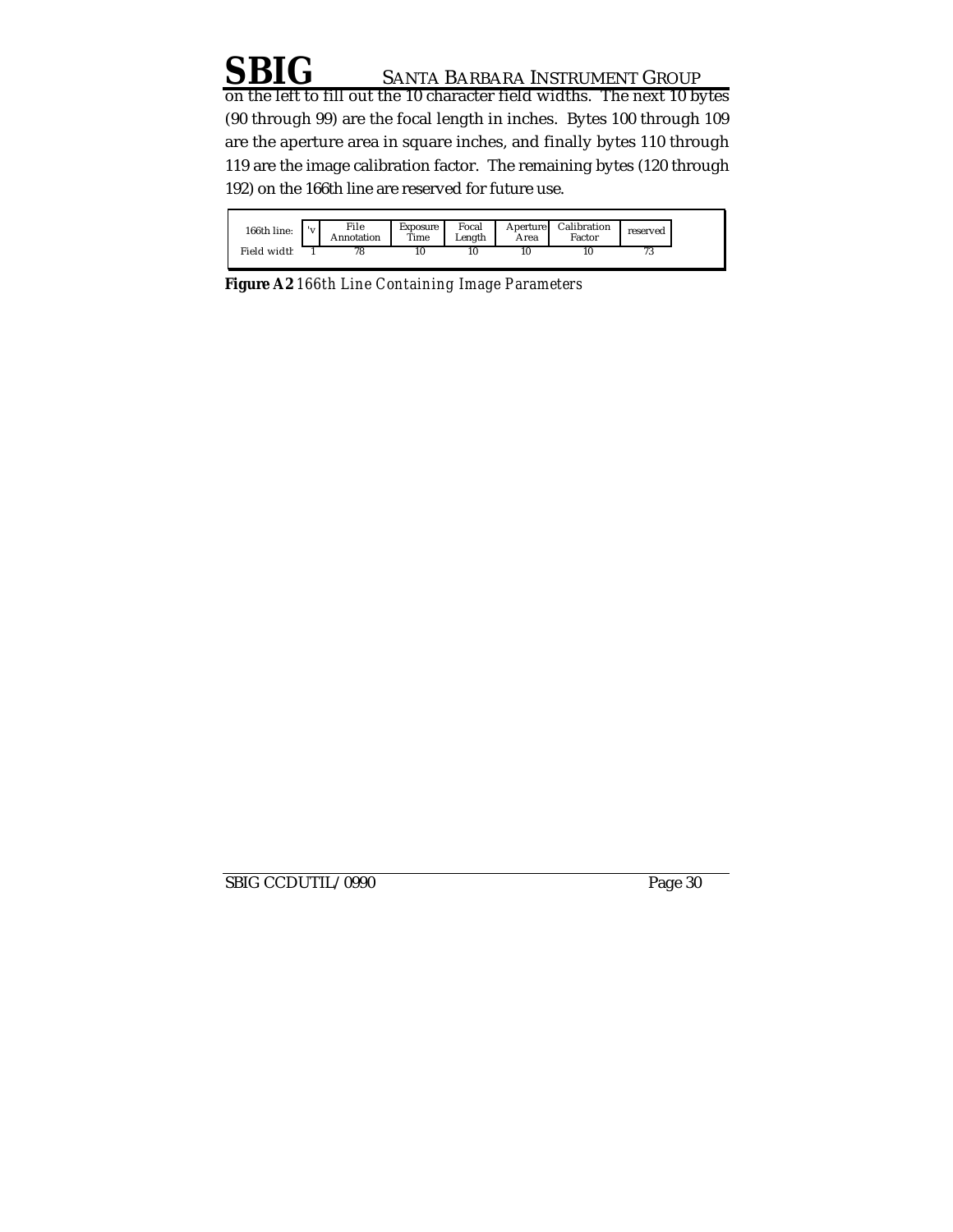on the left to fill out the 10 character field widths. The next 10 bytes (90 through 99) are the focal length in inches. Bytes 100 through 109 are the aperture area in square inches, and finally bytes 110 through 119 are the image calibration factor. The remaining bytes (120 through 192) on the 166th line are reserved for future use.

| 166th line: | 'v | File Annotation | Exposure Time | Focal Length | Aperture Area | Calibration Factor | reserved |
|---|---|---|---|---|---|---|---|
| Field width | 1 | 78 | 10 | 10 | 10 | 10 | 73 |

**Figure A2** *166th Line Containing Image Parameters*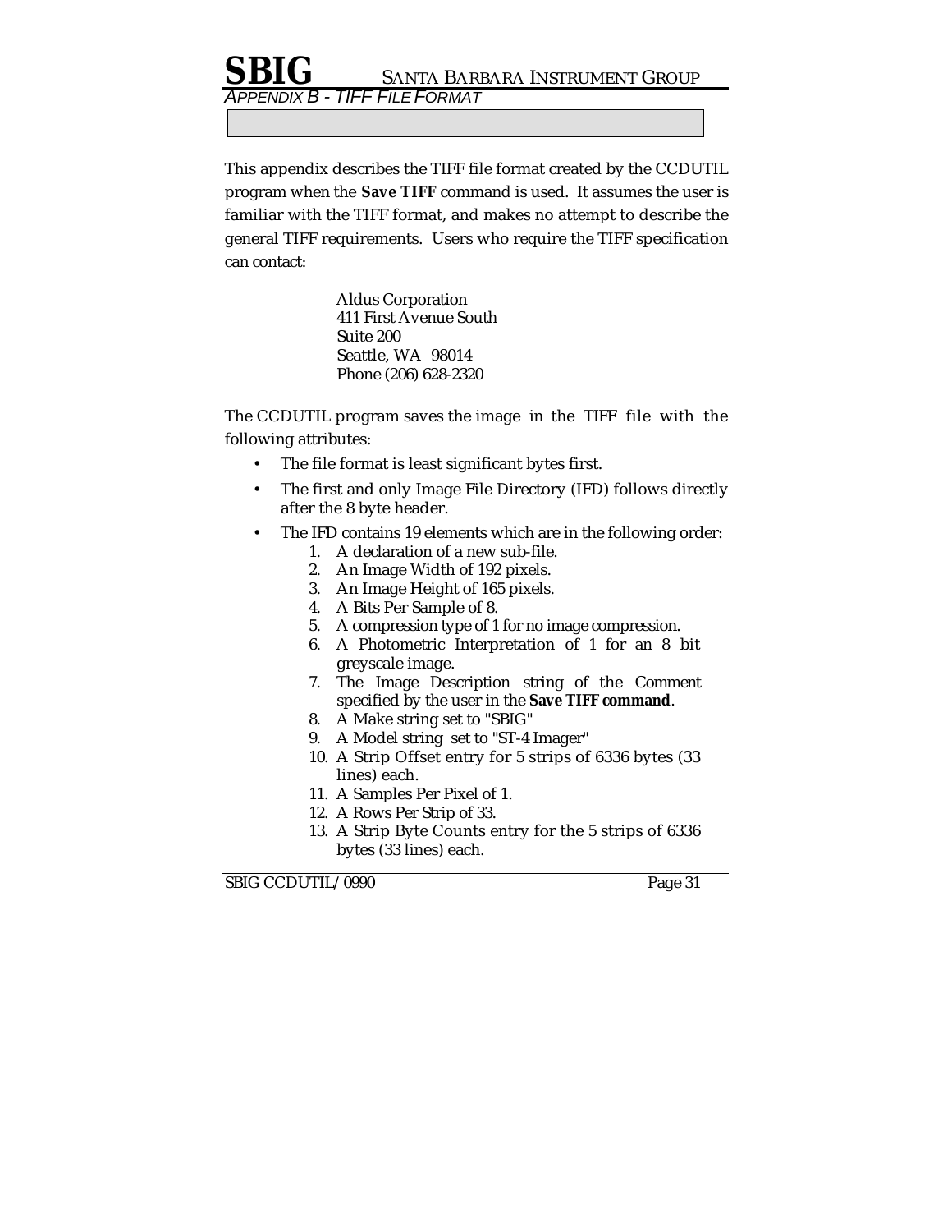# Appendix B - TIFF File Format

This appendix describes the TIFF file format created by the CCDUTIL program when the **Save TIFF** command is used. It assumes the user is familiar with the TIFF format, and makes no attempt to describe the general TIFF requirements. Users who require the TIFF specification can contact:

> Aldus Corporation
> 411 First Avenue South
> Suite 200
> Seattle, WA 98014
> Phone (206) 628-2320

The CCDUTIL program saves the image in the TIFF file with the following attributes:

- The file format is least significant bytes first.
- The first and only Image File Directory (IFD) follows directly after the 8 byte header.
- The IFD contains 19 elements which are in the following order:
  1. A declaration of a new sub-file.
  2. An Image Width of 192 pixels.
  3. An Image Height of 165 pixels.
  4. A Bits Per Sample of 8.
  5. A compression type of 1 for no image compression.
  6. A Photometric Interpretation of 1 for an 8 bit greyscale image.
  7. The Image Description string of the Comment specified by the user in the **Save TIFF command**.
  8. A Make string set to "SBIG"
  9. A Model string set to "ST-4 Imager"
  10. A Strip Offset entry for 5 strips of 6336 bytes (33 lines) each.
  11. A Samples Per Pixel of 1.
  12. A Rows Per Strip of 33.
  13. A Strip Byte Counts entry for the 5 strips of 6336 bytes (33 lines) each.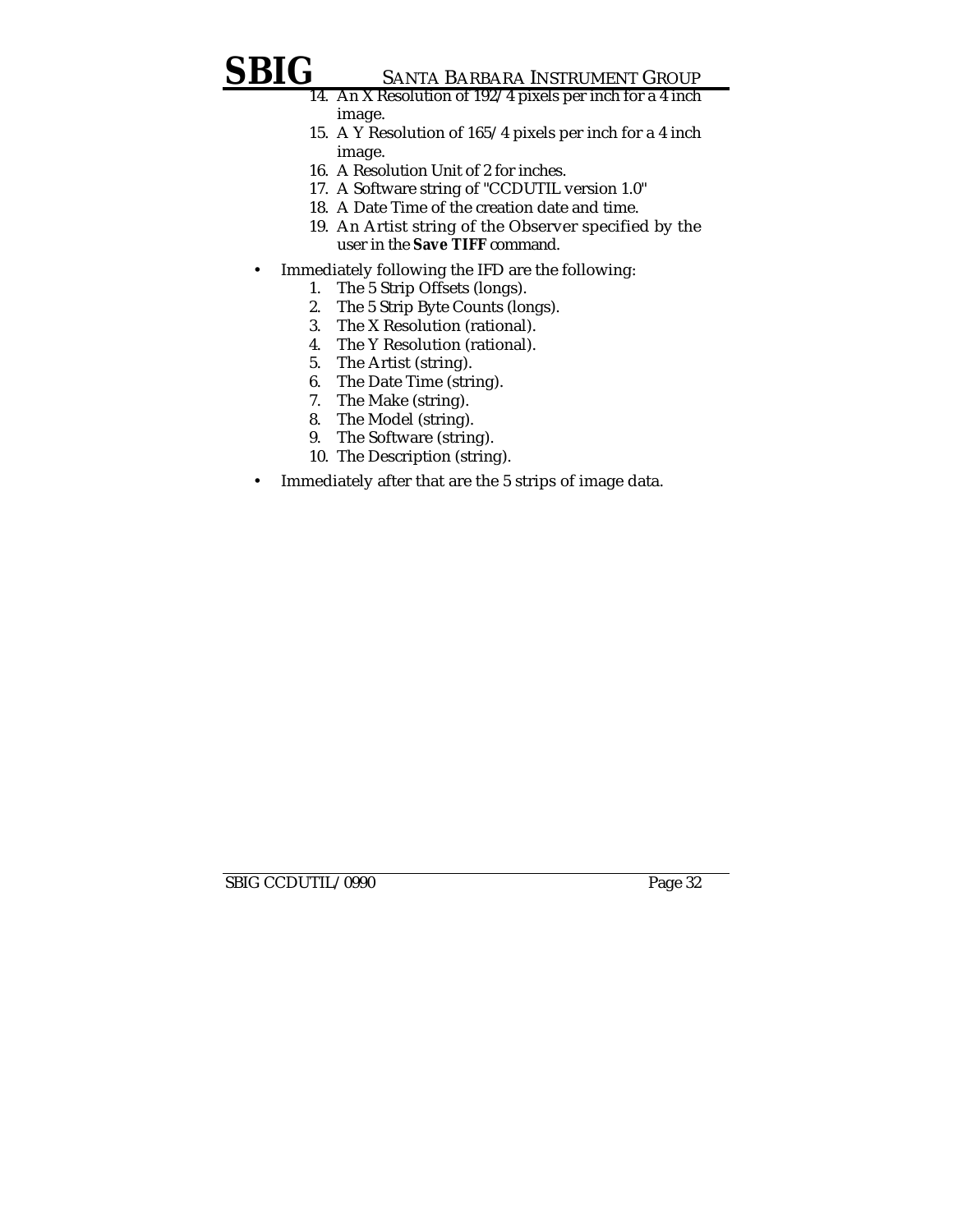14. An X Resolution of 192/4 pixels per inch for a 4 inch image.
15. A Y Resolution of 165/4 pixels per inch for a 4 inch image.
16. A Resolution Unit of 2 for inches.
17. A Software string of "CCDUTIL version 1.0"
18. A Date Time of the creation date and time.
19. An Artist string of the Observer specified by the user in the **Save TIFF** command.

- Immediately following the IFD are the following:
  1. The 5 Strip Offsets (longs).
  2. The 5 Strip Byte Counts (longs).
  3. The X Resolution (rational).
  4. The Y Resolution (rational).
  5. The Artist (string).
  6. The Date Time (string).
  7. The Make (string).
  8. The Model (string).
  9. The Software (string).
  10. The Description (string).
- Immediately after that are the 5 strips of image data.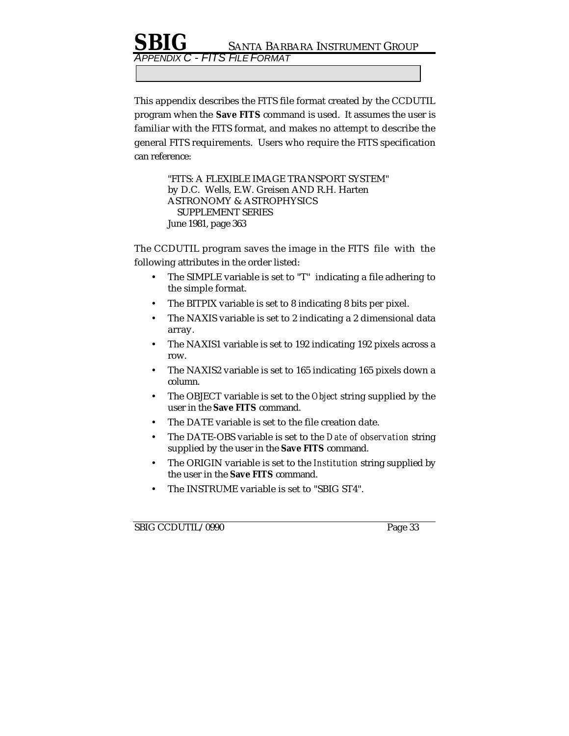# APPENDIX C - FITS FILE FORMAT

This appendix describes the FITS file format created by the CCDUTIL program when the **Save FITS** command is used. It assumes the user is familiar with the FITS format, and makes no attempt to describe the general FITS requirements. Users who require the FITS specification can reference:

> "FITS: A FLEXIBLE IMAGE TRANSPORT SYSTEM"
> by D.C. Wells, E.W. Greisen AND R.H. Harten
> ASTRONOMY & ASTROPHYSICS
> SUPPLEMENT SERIES
> June 1981, page 363

The CCDUTIL program saves the image in the FITS file with the following attributes in the order listed:

- The SIMPLE variable is set to "T" indicating a file adhering to the simple format.
- The BITPIX variable is set to 8 indicating 8 bits per pixel.
- The NAXIS variable is set to 2 indicating a 2 dimensional data array.
- The NAXIS1 variable is set to 192 indicating 192 pixels across a row.
- The NAXIS2 variable is set to 165 indicating 165 pixels down a column.
- The OBJECT variable is set to the *Object* string supplied by the user in the **Save FITS** command.
- The DATE variable is set to the file creation date.
- The DATE-OBS variable is set to the *Date of observation* string supplied by the user in the **Save FITS** command.
- The ORIGIN variable is set to the *Institution* string supplied by the user in the **Save FITS** command.
- The INSTRUME variable is set to "SBIG ST4".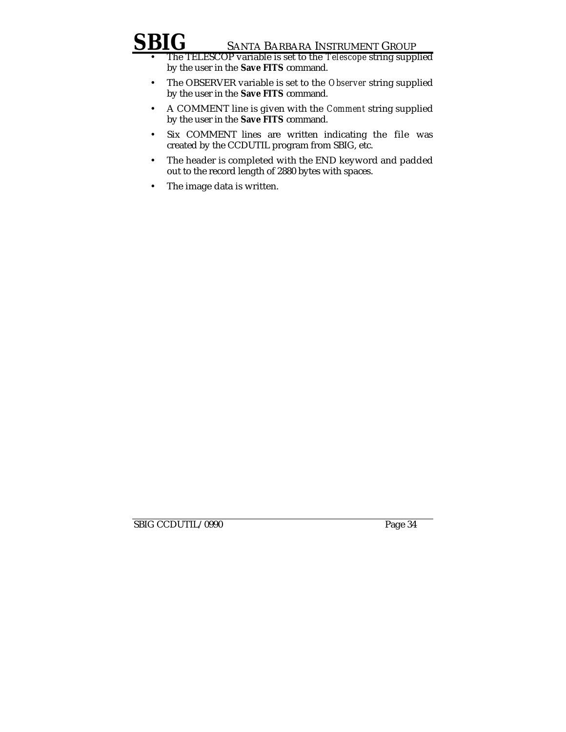- The TELESCOP variable is set to the *Telescope* string supplied by the user in the **Save FITS** command.
- The OBSERVER variable is set to the *Observer* string supplied by the user in the **Save FITS** command.
- A COMMENT line is given with the *Comment* string supplied by the user in the **Save FITS** command.
- Six COMMENT lines are written indicating the file was created by the CCDUTIL program from SBIG, etc.
- The header is completed with the END keyword and padded out to the record length of 2880 bytes with spaces.
- The image data is written.